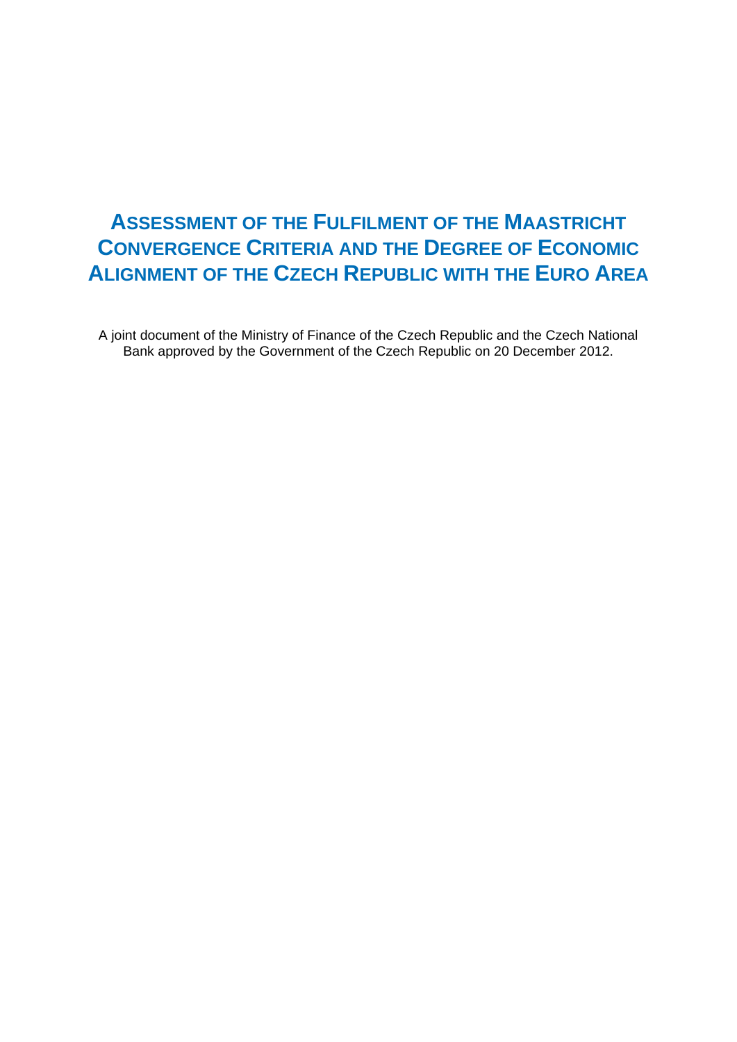# Assessment of the Fulfilment of the Maastricht Convergence Criteria and the Degree of Economic Alignment of the Czech Republic with the Euro Area

A joint document of the Ministry of Finance of the Czech Republic and the Czech National Bank approved by the Government of the Czech Republic on 20 December 2012.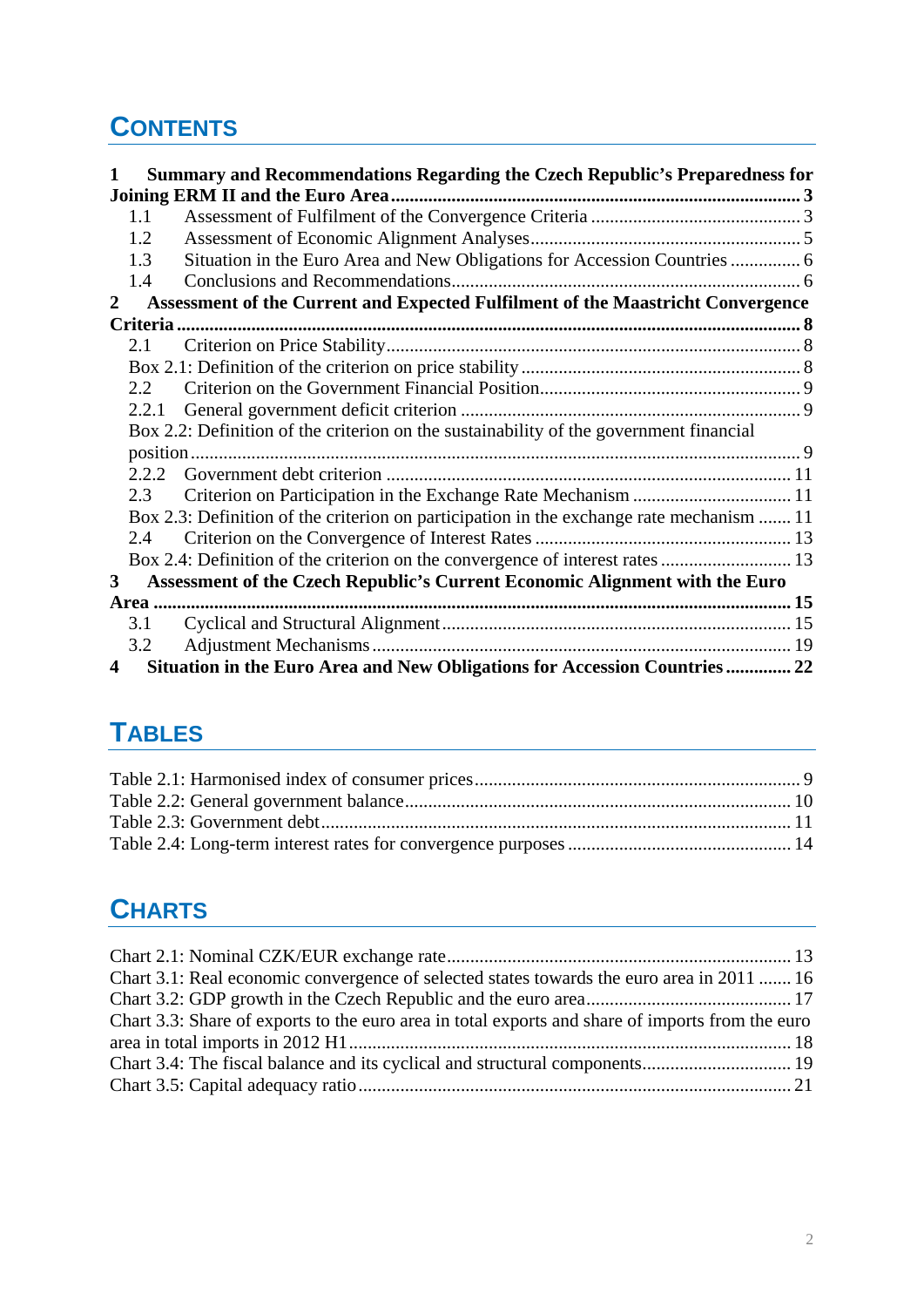# CONTENTS

**1 Summary and Recommendations Regarding the Czech Republic's Preparedness for Joining ERM II and the Euro Area ........ 3**

1.1 Assessment of Fulfilment of the Convergence Criteria ........ 3

1.2 Assessment of Economic Alignment Analyses ........ 5

1.3 Situation in the Euro Area and New Obligations for Accession Countries ........ 6

1.4 Conclusions and Recommendations ........ 6

**2 Assessment of the Current and Expected Fulfilment of the Maastricht Convergence Criteria ........ 8**

2.1 Criterion on Price Stability ........ 8

Box 2.1: Definition of the criterion on price stability ........ 8

2.2 Criterion on the Government Financial Position ........ 9

2.2.1 General government deficit criterion ........ 9

Box 2.2: Definition of the criterion on the sustainability of the government financial position ........ 9

2.2.2 Government debt criterion ........ 11

2.3 Criterion on Participation in the Exchange Rate Mechanism ........ 11

Box 2.3: Definition of the criterion on participation in the exchange rate mechanism ........ 11

2.4 Criterion on the Convergence of Interest Rates ........ 13

Box 2.4: Definition of the criterion on the convergence of interest rates ........ 13

**3 Assessment of the Czech Republic's Current Economic Alignment with the Euro Area ........ 15**

3.1 Cyclical and Structural Alignment ........ 15

3.2 Adjustment Mechanisms ........ 19

**4 Situation in the Euro Area and New Obligations for Accession Countries ........ 22**

# TABLES

Table 2.1: Harmonised index of consumer prices ........ 9

Table 2.2: General government balance ........ 10

Table 2.3: Government debt ........ 11

Table 2.4: Long-term interest rates for convergence purposes ........ 14

# CHARTS

Chart 2.1: Nominal CZK/EUR exchange rate ........ 13

Chart 3.1: Real economic convergence of selected states towards the euro area in 2011 ........ 16

Chart 3.2: GDP growth in the Czech Republic and the euro area ........ 17

Chart 3.3: Share of exports to the euro area in total exports and share of imports from the euro area in total imports in 2012 H1 ........ 18

Chart 3.4: The fiscal balance and its cyclical and structural components ........ 19

Chart 3.5: Capital adequacy ratio ........ 21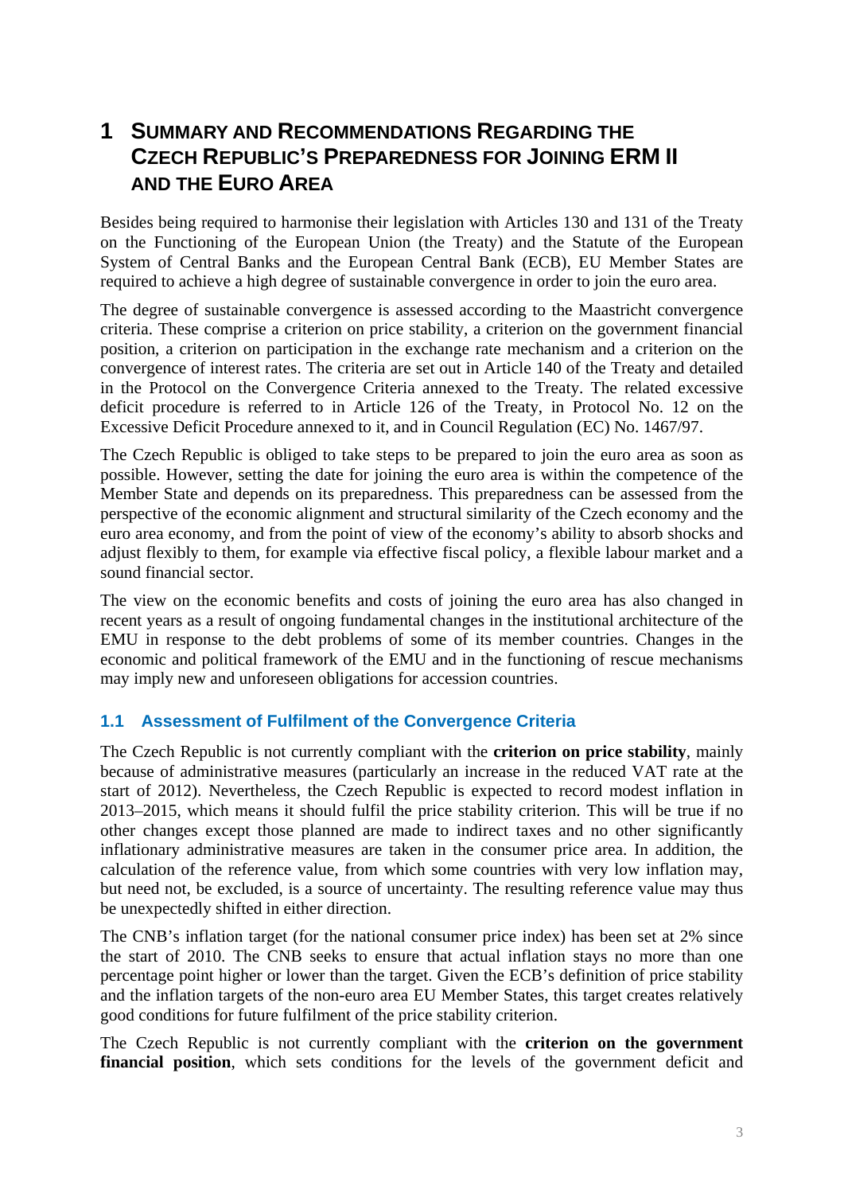# 1 Summary and Recommendations Regarding the Czech Republic's Preparedness for Joining ERM II and the Euro Area

Besides being required to harmonise their legislation with Articles 130 and 131 of the Treaty on the Functioning of the European Union (the Treaty) and the Statute of the European System of Central Banks and the European Central Bank (ECB), EU Member States are required to achieve a high degree of sustainable convergence in order to join the euro area.

The degree of sustainable convergence is assessed according to the Maastricht convergence criteria. These comprise a criterion on price stability, a criterion on the government financial position, a criterion on participation in the exchange rate mechanism and a criterion on the convergence of interest rates. The criteria are set out in Article 140 of the Treaty and detailed in the Protocol on the Convergence Criteria annexed to the Treaty. The related excessive deficit procedure is referred to in Article 126 of the Treaty, in Protocol No. 12 on the Excessive Deficit Procedure annexed to it, and in Council Regulation (EC) No. 1467/97.

The Czech Republic is obliged to take steps to be prepared to join the euro area as soon as possible. However, setting the date for joining the euro area is within the competence of the Member State and depends on its preparedness. This preparedness can be assessed from the perspective of the economic alignment and structural similarity of the Czech economy and the euro area economy, and from the point of view of the economy's ability to absorb shocks and adjust flexibly to them, for example via effective fiscal policy, a flexible labour market and a sound financial sector.

The view on the economic benefits and costs of joining the euro area has also changed in recent years as a result of ongoing fundamental changes in the institutional architecture of the EMU in response to the debt problems of some of its member countries. Changes in the economic and political framework of the EMU and in the functioning of rescue mechanisms may imply new and unforeseen obligations for accession countries.

## 1.1 Assessment of Fulfilment of the Convergence Criteria

The Czech Republic is not currently compliant with the **criterion on price stability**, mainly because of administrative measures (particularly an increase in the reduced VAT rate at the start of 2012). Nevertheless, the Czech Republic is expected to record modest inflation in 2013–2015, which means it should fulfil the price stability criterion. This will be true if no other changes except those planned are made to indirect taxes and no other significantly inflationary administrative measures are taken in the consumer price area. In addition, the calculation of the reference value, from which some countries with very low inflation may, but need not, be excluded, is a source of uncertainty. The resulting reference value may thus be unexpectedly shifted in either direction.

The CNB's inflation target (for the national consumer price index) has been set at 2% since the start of 2010. The CNB seeks to ensure that actual inflation stays no more than one percentage point higher or lower than the target. Given the ECB's definition of price stability and the inflation targets of the non-euro area EU Member States, this target creates relatively good conditions for future fulfilment of the price stability criterion.

The Czech Republic is not currently compliant with the **criterion on the government financial position**, which sets conditions for the levels of the government deficit and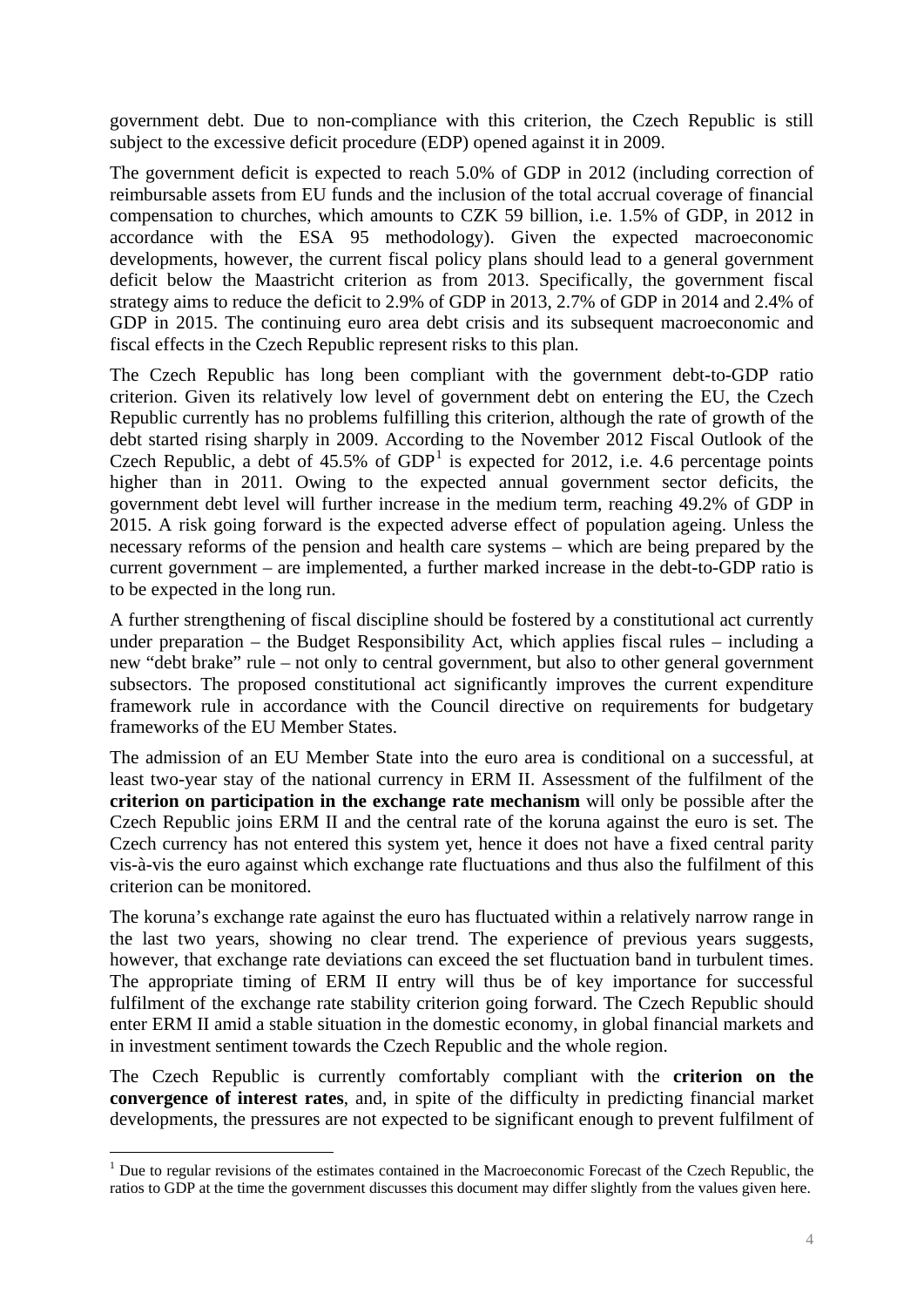government debt. Due to non-compliance with this criterion, the Czech Republic is still subject to the excessive deficit procedure (EDP) opened against it in 2009.

The government deficit is expected to reach 5.0% of GDP in 2012 (including correction of reimbursable assets from EU funds and the inclusion of the total accrual coverage of financial compensation to churches, which amounts to CZK 59 billion, i.e. 1.5% of GDP, in 2012 in accordance with the ESA 95 methodology). Given the expected macroeconomic developments, however, the current fiscal policy plans should lead to a general government deficit below the Maastricht criterion as from 2013. Specifically, the government fiscal strategy aims to reduce the deficit to 2.9% of GDP in 2013, 2.7% of GDP in 2014 and 2.4% of GDP in 2015. The continuing euro area debt crisis and its subsequent macroeconomic and fiscal effects in the Czech Republic represent risks to this plan.

The Czech Republic has long been compliant with the government debt-to-GDP ratio criterion. Given its relatively low level of government debt on entering the EU, the Czech Republic currently has no problems fulfilling this criterion, although the rate of growth of the debt started rising sharply in 2009. According to the November 2012 Fiscal Outlook of the Czech Republic, a debt of 45.5% of GDP[1] is expected for 2012, i.e. 4.6 percentage points higher than in 2011. Owing to the expected annual government sector deficits, the government debt level will further increase in the medium term, reaching 49.2% of GDP in 2015. A risk going forward is the expected adverse effect of population ageing. Unless the necessary reforms of the pension and health care systems – which are being prepared by the current government – are implemented, a further marked increase in the debt-to-GDP ratio is to be expected in the long run.

A further strengthening of fiscal discipline should be fostered by a constitutional act currently under preparation – the Budget Responsibility Act, which applies fiscal rules – including a new "debt brake" rule – not only to central government, but also to other general government subsectors. The proposed constitutional act significantly improves the current expenditure framework rule in accordance with the Council directive on requirements for budgetary frameworks of the EU Member States.

The admission of an EU Member State into the euro area is conditional on a successful, at least two-year stay of the national currency in ERM II. Assessment of the fulfilment of the **criterion on participation in the exchange rate mechanism** will only be possible after the Czech Republic joins ERM II and the central rate of the koruna against the euro is set. The Czech currency has not entered this system yet, hence it does not have a fixed central parity vis-à-vis the euro against which exchange rate fluctuations and thus also the fulfilment of this criterion can be monitored.

The koruna's exchange rate against the euro has fluctuated within a relatively narrow range in the last two years, showing no clear trend. The experience of previous years suggests, however, that exchange rate deviations can exceed the set fluctuation band in turbulent times. The appropriate timing of ERM II entry will thus be of key importance for successful fulfilment of the exchange rate stability criterion going forward. The Czech Republic should enter ERM II amid a stable situation in the domestic economy, in global financial markets and in investment sentiment towards the Czech Republic and the whole region.

The Czech Republic is currently comfortably compliant with the **criterion on the convergence of interest rates**, and, in spite of the difficulty in predicting financial market developments, the pressures are not expected to be significant enough to prevent fulfilment of

[1] Due to regular revisions of the estimates contained in the Macroeconomic Forecast of the Czech Republic, the ratios to GDP at the time the government discusses this document may differ slightly from the values given here.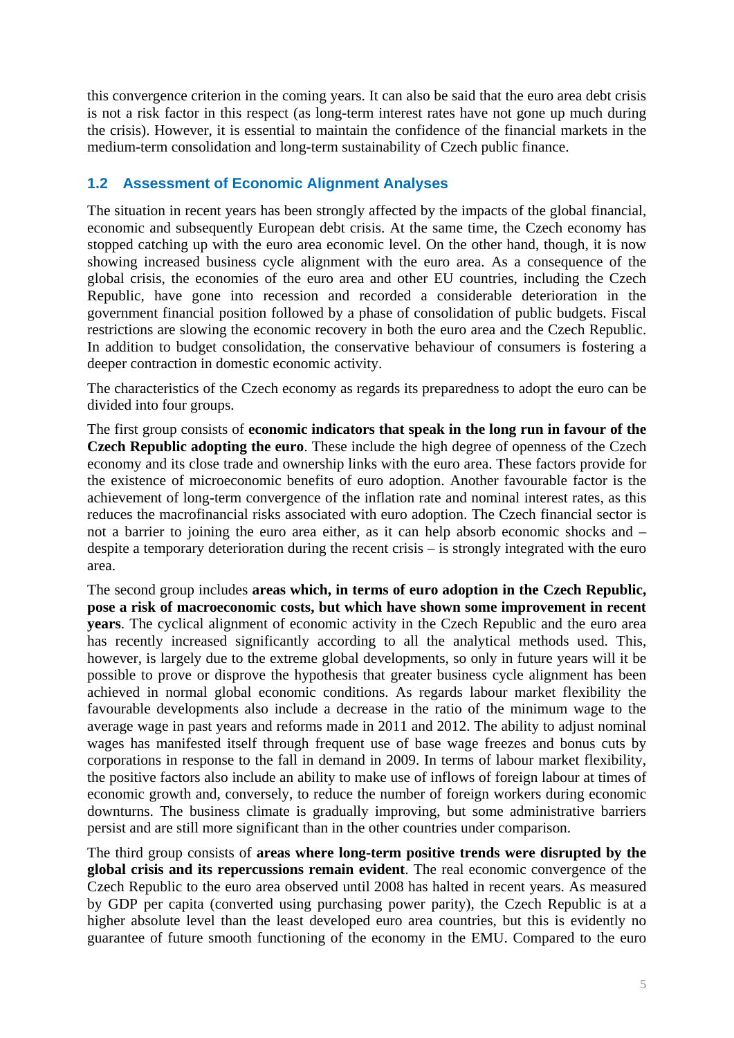this convergence criterion in the coming years. It can also be said that the euro area debt crisis is not a risk factor in this respect (as long-term interest rates have not gone up much during the crisis). However, it is essential to maintain the confidence of the financial markets in the medium-term consolidation and long-term sustainability of Czech public finance.

## 1.2 Assessment of Economic Alignment Analyses

The situation in recent years has been strongly affected by the impacts of the global financial, economic and subsequently European debt crisis. At the same time, the Czech economy has stopped catching up with the euro area economic level. On the other hand, though, it is now showing increased business cycle alignment with the euro area. As a consequence of the global crisis, the economies of the euro area and other EU countries, including the Czech Republic, have gone into recession and recorded a considerable deterioration in the government financial position followed by a phase of consolidation of public budgets. Fiscal restrictions are slowing the economic recovery in both the euro area and the Czech Republic. In addition to budget consolidation, the conservative behaviour of consumers is fostering a deeper contraction in domestic economic activity.

The characteristics of the Czech economy as regards its preparedness to adopt the euro can be divided into four groups.

The first group consists of **economic indicators that speak in the long run in favour of the Czech Republic adopting the euro**. These include the high degree of openness of the Czech economy and its close trade and ownership links with the euro area. These factors provide for the existence of microeconomic benefits of euro adoption. Another favourable factor is the achievement of long-term convergence of the inflation rate and nominal interest rates, as this reduces the macrofinancial risks associated with euro adoption. The Czech financial sector is not a barrier to joining the euro area either, as it can help absorb economic shocks and – despite a temporary deterioration during the recent crisis – is strongly integrated with the euro area.

The second group includes **areas which, in terms of euro adoption in the Czech Republic, pose a risk of macroeconomic costs, but which have shown some improvement in recent years**. The cyclical alignment of economic activity in the Czech Republic and the euro area has recently increased significantly according to all the analytical methods used. This, however, is largely due to the extreme global developments, so only in future years will it be possible to prove or disprove the hypothesis that greater business cycle alignment has been achieved in normal global economic conditions. As regards labour market flexibility the favourable developments also include a decrease in the ratio of the minimum wage to the average wage in past years and reforms made in 2011 and 2012. The ability to adjust nominal wages has manifested itself through frequent use of base wage freezes and bonus cuts by corporations in response to the fall in demand in 2009. In terms of labour market flexibility, the positive factors also include an ability to make use of inflows of foreign labour at times of economic growth and, conversely, to reduce the number of foreign workers during economic downturns. The business climate is gradually improving, but some administrative barriers persist and are still more significant than in the other countries under comparison.

The third group consists of **areas where long-term positive trends were disrupted by the global crisis and its repercussions remain evident**. The real economic convergence of the Czech Republic to the euro area observed until 2008 has halted in recent years. As measured by GDP per capita (converted using purchasing power parity), the Czech Republic is at a higher absolute level than the least developed euro area countries, but this is evidently no guarantee of future smooth functioning of the economy in the EMU. Compared to the euro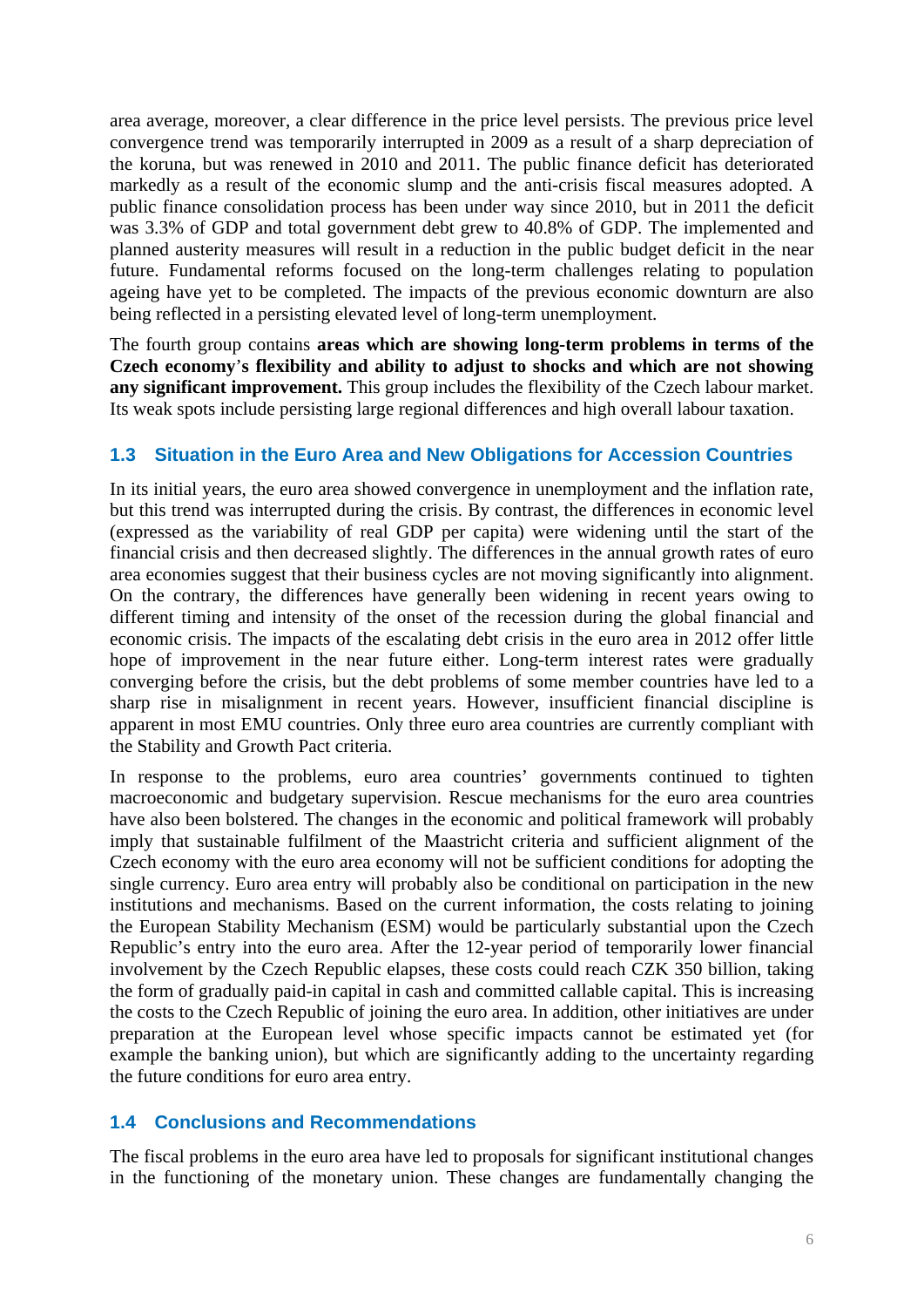area average, moreover, a clear difference in the price level persists. The previous price level convergence trend was temporarily interrupted in 2009 as a result of a sharp depreciation of the koruna, but was renewed in 2010 and 2011. The public finance deficit has deteriorated markedly as a result of the economic slump and the anti-crisis fiscal measures adopted. A public finance consolidation process has been under way since 2010, but in 2011 the deficit was 3.3% of GDP and total government debt grew to 40.8% of GDP. The implemented and planned austerity measures will result in a reduction in the public budget deficit in the near future. Fundamental reforms focused on the long-term challenges relating to population ageing have yet to be completed. The impacts of the previous economic downturn are also being reflected in a persisting elevated level of long-term unemployment.

The fourth group contains **areas which are showing long-term problems in terms of the Czech economy's flexibility and ability to adjust to shocks and which are not showing any significant improvement.** This group includes the flexibility of the Czech labour market. Its weak spots include persisting large regional differences and high overall labour taxation.

## 1.3 Situation in the Euro Area and New Obligations for Accession Countries

In its initial years, the euro area showed convergence in unemployment and the inflation rate, but this trend was interrupted during the crisis. By contrast, the differences in economic level (expressed as the variability of real GDP per capita) were widening until the start of the financial crisis and then decreased slightly. The differences in the annual growth rates of euro area economies suggest that their business cycles are not moving significantly into alignment. On the contrary, the differences have generally been widening in recent years owing to different timing and intensity of the onset of the recession during the global financial and economic crisis. The impacts of the escalating debt crisis in the euro area in 2012 offer little hope of improvement in the near future either. Long-term interest rates were gradually converging before the crisis, but the debt problems of some member countries have led to a sharp rise in misalignment in recent years. However, insufficient financial discipline is apparent in most EMU countries. Only three euro area countries are currently compliant with the Stability and Growth Pact criteria.

In response to the problems, euro area countries' governments continued to tighten macroeconomic and budgetary supervision. Rescue mechanisms for the euro area countries have also been bolstered. The changes in the economic and political framework will probably imply that sustainable fulfilment of the Maastricht criteria and sufficient alignment of the Czech economy with the euro area economy will not be sufficient conditions for adopting the single currency. Euro area entry will probably also be conditional on participation in the new institutions and mechanisms. Based on the current information, the costs relating to joining the European Stability Mechanism (ESM) would be particularly substantial upon the Czech Republic's entry into the euro area. After the 12-year period of temporarily lower financial involvement by the Czech Republic elapses, these costs could reach CZK 350 billion, taking the form of gradually paid-in capital in cash and committed callable capital. This is increasing the costs to the Czech Republic of joining the euro area. In addition, other initiatives are under preparation at the European level whose specific impacts cannot be estimated yet (for example the banking union), but which are significantly adding to the uncertainty regarding the future conditions for euro area entry.

## 1.4 Conclusions and Recommendations

The fiscal problems in the euro area have led to proposals for significant institutional changes in the functioning of the monetary union. These changes are fundamentally changing the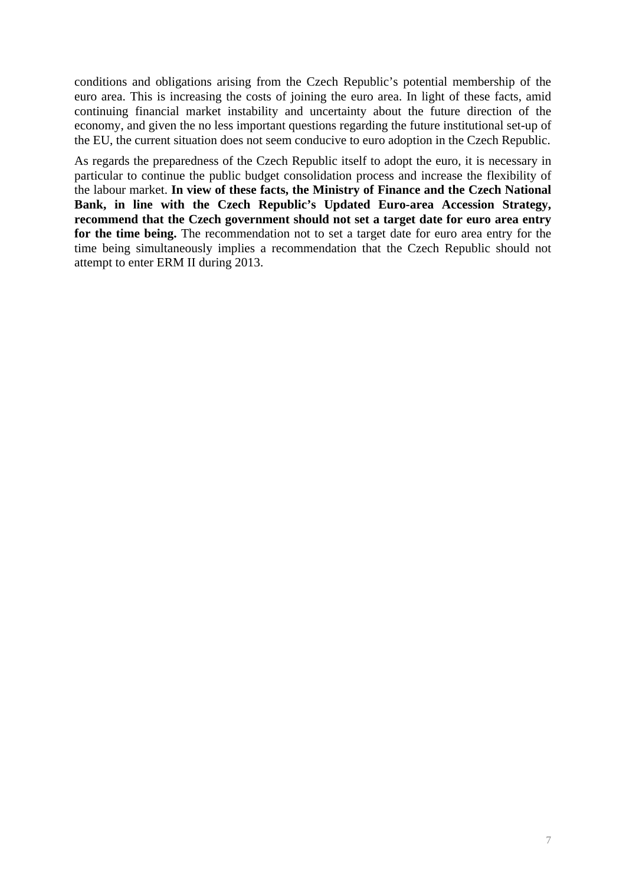conditions and obligations arising from the Czech Republic's potential membership of the euro area. This is increasing the costs of joining the euro area. In light of these facts, amid continuing financial market instability and uncertainty about the future direction of the economy, and given the no less important questions regarding the future institutional set-up of the EU, the current situation does not seem conducive to euro adoption in the Czech Republic.

As regards the preparedness of the Czech Republic itself to adopt the euro, it is necessary in particular to continue the public budget consolidation process and increase the flexibility of the labour market. **In view of these facts, the Ministry of Finance and the Czech National Bank, in line with the Czech Republic's Updated Euro-area Accession Strategy, recommend that the Czech government should not set a target date for euro area entry for the time being.** The recommendation not to set a target date for euro area entry for the time being simultaneously implies a recommendation that the Czech Republic should not attempt to enter ERM II during 2013.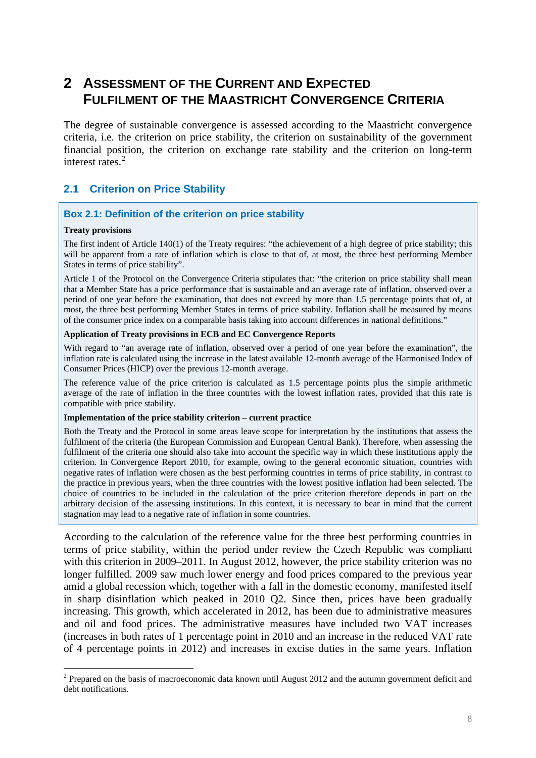# 2 ASSESSMENT OF THE CURRENT AND EXPECTED FULFILMENT OF THE MAASTRICHT CONVERGENCE CRITERIA

The degree of sustainable convergence is assessed according to the Maastricht convergence criteria, i.e. the criterion on price stability, the criterion on sustainability of the government financial position, the criterion on exchange rate stability and the criterion on long-term interest rates.[2]

## 2.1 Criterion on Price Stability

### Box 2.1: Definition of the criterion on price stability

**Treaty provisions**

The first indent of Article 140(1) of the Treaty requires: "the achievement of a high degree of price stability; this will be apparent from a rate of inflation which is close to that of, at most, the three best performing Member States in terms of price stability".

Article 1 of the Protocol on the Convergence Criteria stipulates that: "the criterion on price stability shall mean that a Member State has a price performance that is sustainable and an average rate of inflation, observed over a period of one year before the examination, that does not exceed by more than 1.5 percentage points that of, at most, the three best performing Member States in terms of price stability. Inflation shall be measured by means of the consumer price index on a comparable basis taking into account differences in national definitions."

**Application of Treaty provisions in ECB and EC Convergence Reports**

With regard to "an average rate of inflation, observed over a period of one year before the examination", the inflation rate is calculated using the increase in the latest available 12-month average of the Harmonised Index of Consumer Prices (HICP) over the previous 12-month average.

The reference value of the price criterion is calculated as 1.5 percentage points plus the simple arithmetic average of the rate of inflation in the three countries with the lowest inflation rates, provided that this rate is compatible with price stability.

**Implementation of the price stability criterion – current practice**

Both the Treaty and the Protocol in some areas leave scope for interpretation by the institutions that assess the fulfilment of the criteria (the European Commission and European Central Bank). Therefore, when assessing the fulfilment of the criteria one should also take into account the specific way in which these institutions apply the criterion. In Convergence Report 2010, for example, owing to the general economic situation, countries with negative rates of inflation were chosen as the best performing countries in terms of price stability, in contrast to the practice in previous years, when the three countries with the lowest positive inflation had been selected. The choice of countries to be included in the calculation of the price criterion therefore depends in part on the arbitrary decision of the assessing institutions. In this context, it is necessary to bear in mind that the current stagnation may lead to a negative rate of inflation in some countries.

According to the calculation of the reference value for the three best performing countries in terms of price stability, within the period under review the Czech Republic was compliant with this criterion in 2009–2011. In August 2012, however, the price stability criterion was no longer fulfilled. 2009 saw much lower energy and food prices compared to the previous year amid a global recession which, together with a fall in the domestic economy, manifested itself in sharp disinflation which peaked in 2010 Q2. Since then, prices have been gradually increasing. This growth, which accelerated in 2012, has been due to administrative measures and oil and food prices. The administrative measures have included two VAT increases (increases in both rates of 1 percentage point in 2010 and an increase in the reduced VAT rate of 4 percentage points in 2012) and increases in excise duties in the same years. Inflation

[2] Prepared on the basis of macroeconomic data known until August 2012 and the autumn government deficit and debt notifications.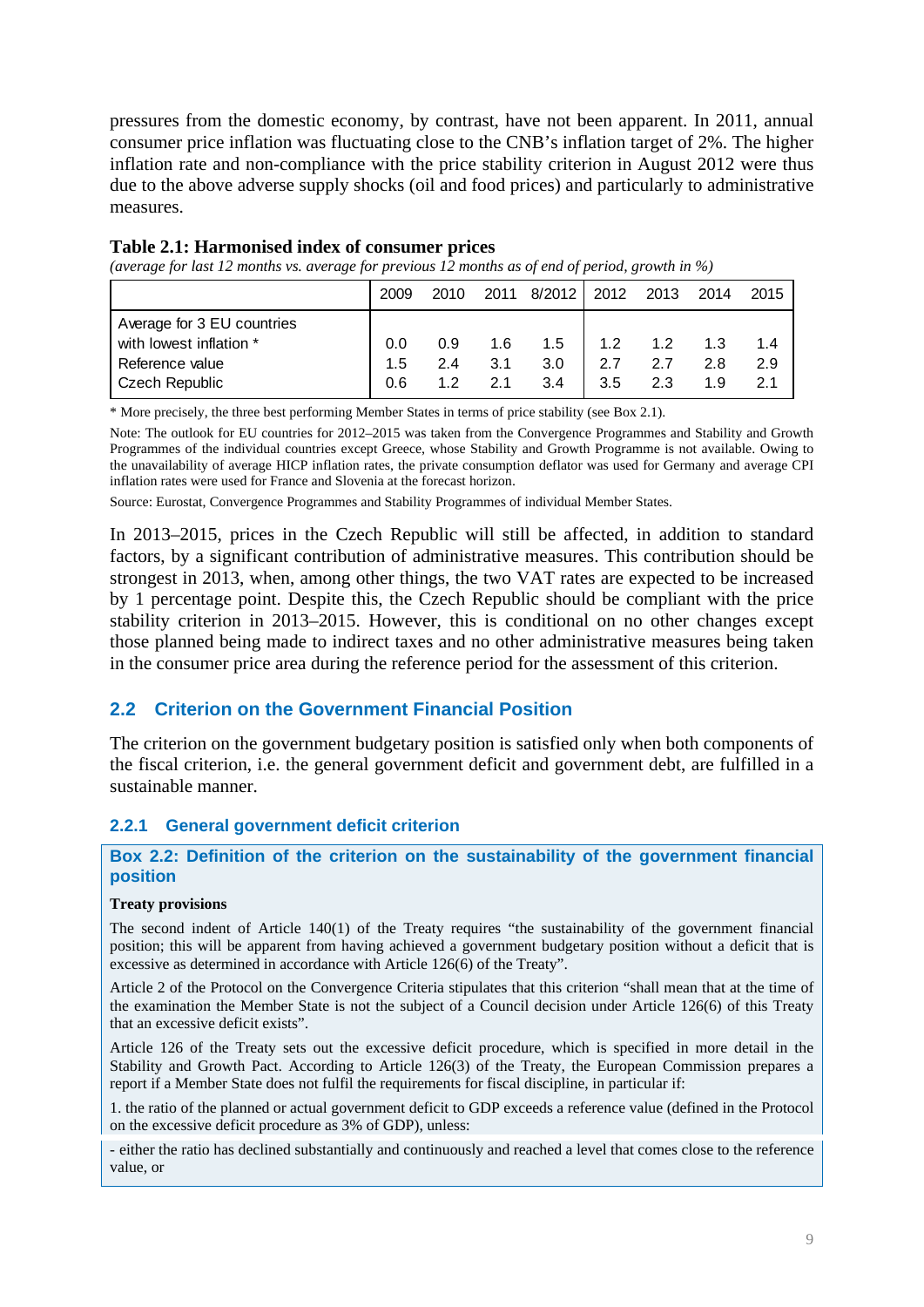pressures from the domestic economy, by contrast, have not been apparent. In 2011, annual consumer price inflation was fluctuating close to the CNB's inflation target of 2%. The higher inflation rate and non-compliance with the price stability criterion in August 2012 were thus due to the above adverse supply shocks (oil and food prices) and particularly to administrative measures.

**Table 2.1: Harmonised index of consumer prices**

*(average for last 12 months vs. average for previous 12 months as of end of period, growth in %)*

| | 2009 | 2010 | 2011 | 8/2012 | 2012 | 2013 | 2014 | 2015 |
|---|---|---|---|---|---|---|---|---|
| Average for 3 EU countries with lowest inflation * | 0.0 | 0.9 | 1.6 | 1.5 | 1.2 | 1.2 | 1.3 | 1.4 |
| Reference value | 1.5 | 2.4 | 3.1 | 3.0 | 2.7 | 2.7 | 2.8 | 2.9 |
| Czech Republic | 0.6 | 1.2 | 2.1 | 3.4 | 3.5 | 2.3 | 1.9 | 2.1 |

\* More precisely, the three best performing Member States in terms of price stability (see Box 2.1).

Note: The outlook for EU countries for 2012–2015 was taken from the Convergence Programmes and Stability and Growth Programmes of the individual countries except Greece, whose Stability and Growth Programme is not available. Owing to the unavailability of average HICP inflation rates, the private consumption deflator was used for Germany and average CPI inflation rates were used for France and Slovenia at the forecast horizon.

Source: Eurostat, Convergence Programmes and Stability Programmes of individual Member States.

In 2013–2015, prices in the Czech Republic will still be affected, in addition to standard factors, by a significant contribution of administrative measures. This contribution should be strongest in 2013, when, among other things, the two VAT rates are expected to be increased by 1 percentage point. Despite this, the Czech Republic should be compliant with the price stability criterion in 2013–2015. However, this is conditional on no other changes except those planned being made to indirect taxes and no other administrative measures being taken in the consumer price area during the reference period for the assessment of this criterion.

## 2.2 Criterion on the Government Financial Position

The criterion on the government budgetary position is satisfied only when both components of the fiscal criterion, i.e. the general government deficit and government debt, are fulfilled in a sustainable manner.

### 2.2.1 General government deficit criterion

**Box 2.2: Definition of the criterion on the sustainability of the government financial position**

**Treaty provisions**

The second indent of Article 140(1) of the Treaty requires "the sustainability of the government financial position; this will be apparent from having achieved a government budgetary position without a deficit that is excessive as determined in accordance with Article 126(6) of the Treaty".

Article 2 of the Protocol on the Convergence Criteria stipulates that this criterion "shall mean that at the time of the examination the Member State is not the subject of a Council decision under Article 126(6) of this Treaty that an excessive deficit exists".

Article 126 of the Treaty sets out the excessive deficit procedure, which is specified in more detail in the Stability and Growth Pact. According to Article 126(3) of the Treaty, the European Commission prepares a report if a Member State does not fulfil the requirements for fiscal discipline, in particular if:

1. the ratio of the planned or actual government deficit to GDP exceeds a reference value (defined in the Protocol on the excessive deficit procedure as 3% of GDP), unless:

- either the ratio has declined substantially and continuously and reached a level that comes close to the reference value, or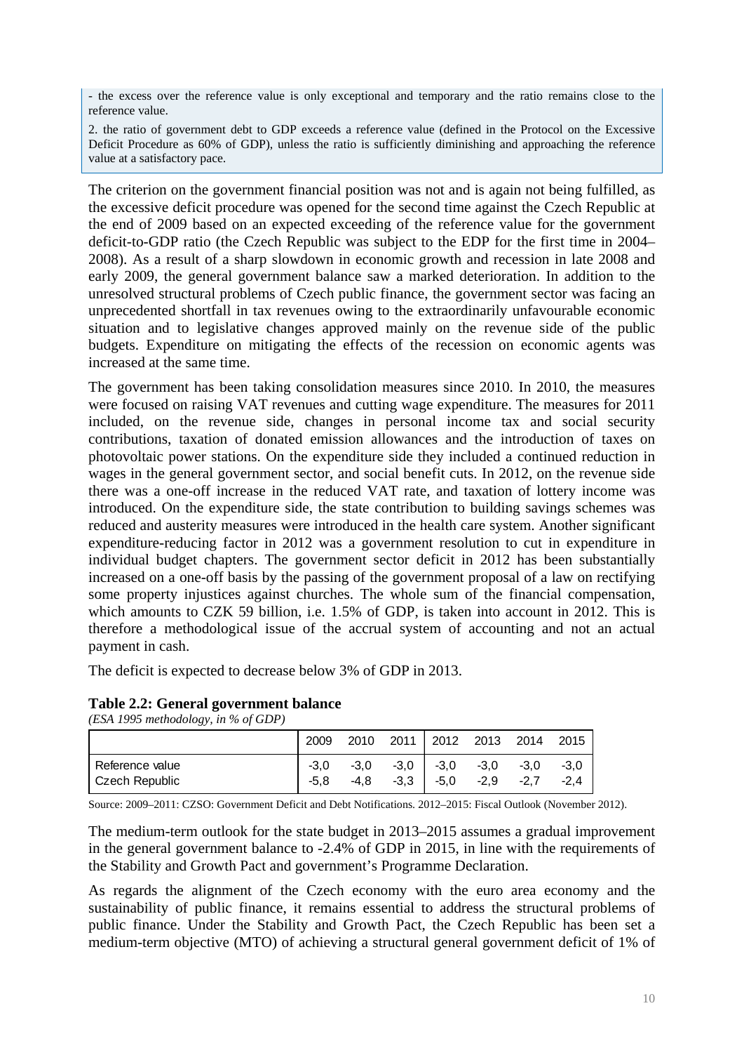- the excess over the reference value is only exceptional and temporary and the ratio remains close to the reference value.

2. the ratio of government debt to GDP exceeds a reference value (defined in the Protocol on the Excessive Deficit Procedure as 60% of GDP), unless the ratio is sufficiently diminishing and approaching the reference value at a satisfactory pace.

The criterion on the government financial position was not and is again not being fulfilled, as the excessive deficit procedure was opened for the second time against the Czech Republic at the end of 2009 based on an expected exceeding of the reference value for the government deficit-to-GDP ratio (the Czech Republic was subject to the EDP for the first time in 2004–2008). As a result of a sharp slowdown in economic growth and recession in late 2008 and early 2009, the general government balance saw a marked deterioration. In addition to the unresolved structural problems of Czech public finance, the government sector was facing an unprecedented shortfall in tax revenues owing to the extraordinarily unfavourable economic situation and to legislative changes approved mainly on the revenue side of the public budgets. Expenditure on mitigating the effects of the recession on economic agents was increased at the same time.

The government has been taking consolidation measures since 2010. In 2010, the measures were focused on raising VAT revenues and cutting wage expenditure. The measures for 2011 included, on the revenue side, changes in personal income tax and social security contributions, taxation of donated emission allowances and the introduction of taxes on photovoltaic power stations. On the expenditure side they included a continued reduction in wages in the general government sector, and social benefit cuts. In 2012, on the revenue side there was a one-off increase in the reduced VAT rate, and taxation of lottery income was introduced. On the expenditure side, the state contribution to building savings schemes was reduced and austerity measures were introduced in the health care system. Another significant expenditure-reducing factor in 2012 was a government resolution to cut in expenditure in individual budget chapters. The government sector deficit in 2012 has been substantially increased on a one-off basis by the passing of the government proposal of a law on rectifying some property injustices against churches. The whole sum of the financial compensation, which amounts to CZK 59 billion, i.e. 1.5% of GDP, is taken into account in 2012. This is therefore a methodological issue of the accrual system of accounting and not an actual payment in cash.

The deficit is expected to decrease below 3% of GDP in 2013.

**Table 2.2: General government balance**

*(ESA 1995 methodology, in % of GDP)*

| | 2009 | 2010 | 2011 | 2012 | 2013 | 2014 | 2015 |
|---|---|---|---|---|---|---|---|
| Reference value | -3,0 | -3,0 | -3,0 | -3,0 | -3,0 | -3,0 | -3,0 |
| Czech Republic | -5,8 | -4,8 | -3,3 | -5,0 | -2,9 | -2,7 | -2,4 |

Source: 2009–2011: CZSO: Government Deficit and Debt Notifications. 2012–2015: Fiscal Outlook (November 2012).

The medium-term outlook for the state budget in 2013–2015 assumes a gradual improvement in the general government balance to -2.4% of GDP in 2015, in line with the requirements of the Stability and Growth Pact and government's Programme Declaration.

As regards the alignment of the Czech economy with the euro area economy and the sustainability of public finance, it remains essential to address the structural problems of public finance. Under the Stability and Growth Pact, the Czech Republic has been set a medium-term objective (MTO) of achieving a structural general government deficit of 1% of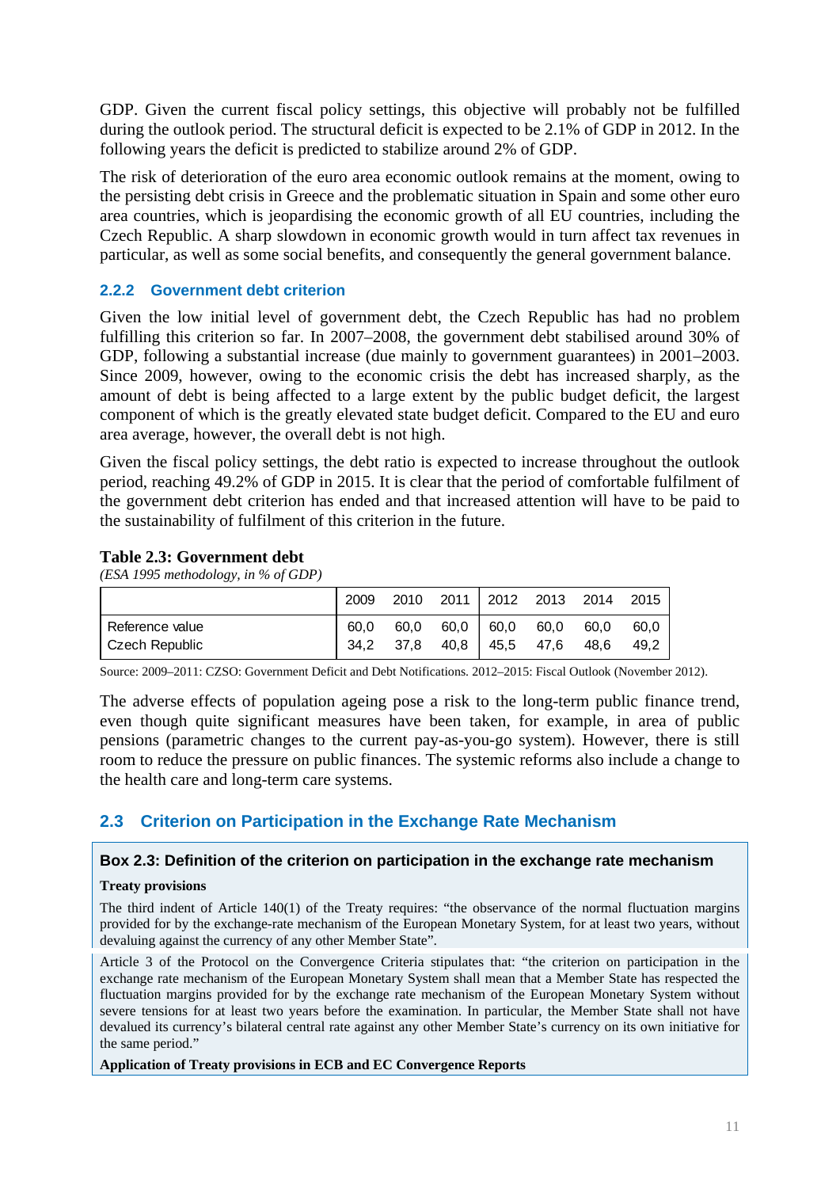GDP. Given the current fiscal policy settings, this objective will probably not be fulfilled during the outlook period. The structural deficit is expected to be 2.1% of GDP in 2012. In the following years the deficit is predicted to stabilize around 2% of GDP.

The risk of deterioration of the euro area economic outlook remains at the moment, owing to the persisting debt crisis in Greece and the problematic situation in Spain and some other euro area countries, which is jeopardising the economic growth of all EU countries, including the Czech Republic. A sharp slowdown in economic growth would in turn affect tax revenues in particular, as well as some social benefits, and consequently the general government balance.

### 2.2.2 Government debt criterion

Given the low initial level of government debt, the Czech Republic has had no problem fulfilling this criterion so far. In 2007–2008, the government debt stabilised around 30% of GDP, following a substantial increase (due mainly to government guarantees) in 2001–2003. Since 2009, however, owing to the economic crisis the debt has increased sharply, as the amount of debt is being affected to a large extent by the public budget deficit, the largest component of which is the greatly elevated state budget deficit. Compared to the EU and euro area average, however, the overall debt is not high.

Given the fiscal policy settings, the debt ratio is expected to increase throughout the outlook period, reaching 49.2% of GDP in 2015. It is clear that the period of comfortable fulfilment of the government debt criterion has ended and that increased attention will have to be paid to the sustainability of fulfilment of this criterion in the future.

**Table 2.3: Government debt**

*(ESA 1995 methodology, in % of GDP)*

| | 2009 | 2010 | 2011 | 2012 | 2013 | 2014 | 2015 |
|---|---|---|---|---|---|---|---|
| Reference value | 60,0 | 60,0 | 60,0 | 60,0 | 60,0 | 60,0 | 60,0 |
| Czech Republic | 34,2 | 37,8 | 40,8 | 45,5 | 47,6 | 48,6 | 49,2 |

Source: 2009–2011: CZSO: Government Deficit and Debt Notifications. 2012–2015: Fiscal Outlook (November 2012).

The adverse effects of population ageing pose a risk to the long-term public finance trend, even though quite significant measures have been taken, for example, in area of public pensions (parametric changes to the current pay-as-you-go system). However, there is still room to reduce the pressure on public finances. The systemic reforms also include a change to the health care and long-term care systems.

## 2.3 Criterion on Participation in the Exchange Rate Mechanism

**Box 2.3: Definition of the criterion on participation in the exchange rate mechanism**

**Treaty provisions**

The third indent of Article 140(1) of the Treaty requires: “the observance of the normal fluctuation margins provided for by the exchange-rate mechanism of the European Monetary System, for at least two years, without devaluing against the currency of any other Member State”.

Article 3 of the Protocol on the Convergence Criteria stipulates that: “the criterion on participation in the exchange rate mechanism of the European Monetary System shall mean that a Member State has respected the fluctuation margins provided for by the exchange rate mechanism of the European Monetary System without severe tensions for at least two years before the examination. In particular, the Member State shall not have devalued its currency’s bilateral central rate against any other Member State’s currency on its own initiative for the same period.”

**Application of Treaty provisions in ECB and EC Convergence Reports**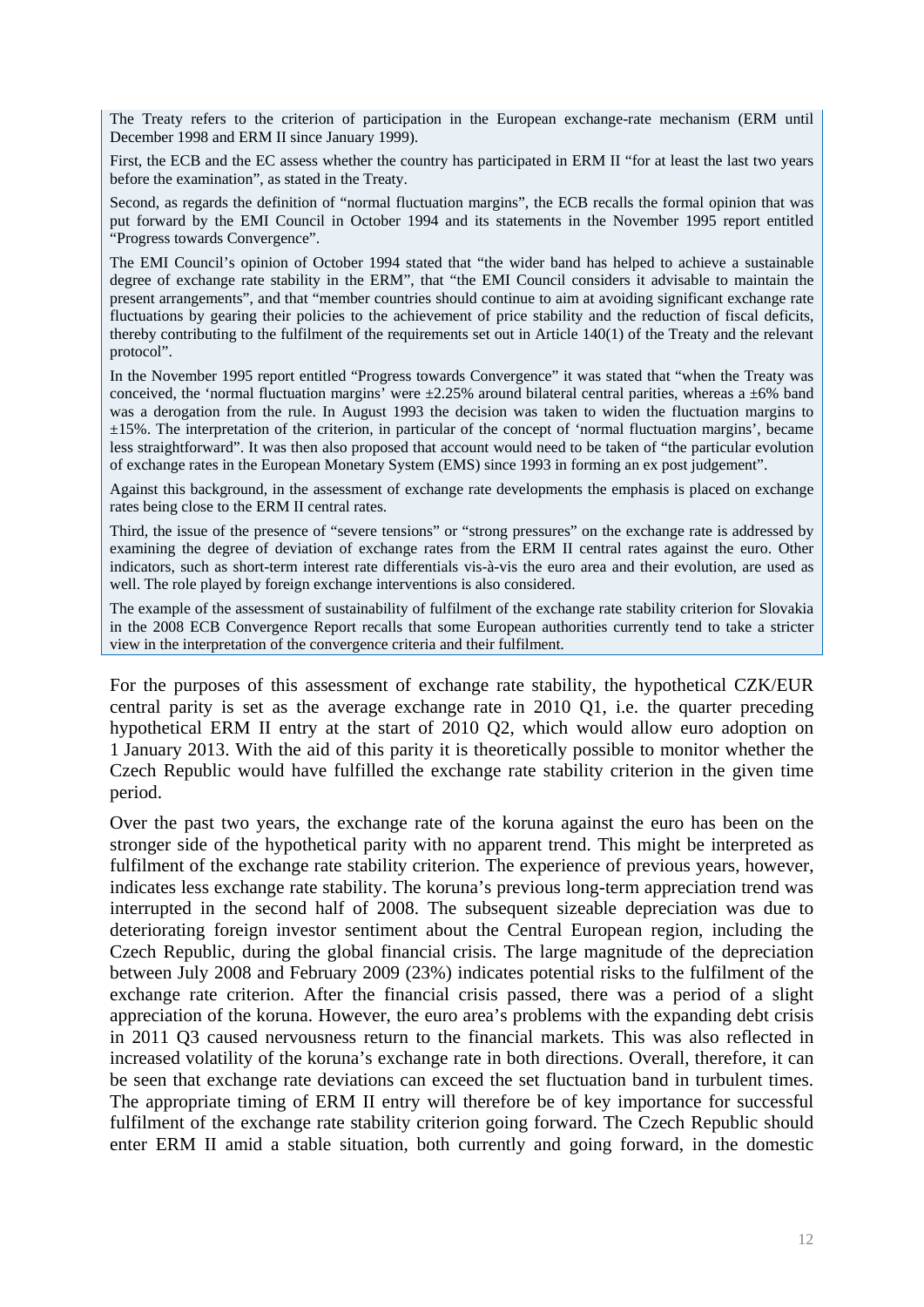The Treaty refers to the criterion of participation in the European exchange-rate mechanism (ERM until December 1998 and ERM II since January 1999).

First, the ECB and the EC assess whether the country has participated in ERM II "for at least the last two years before the examination", as stated in the Treaty.

Second, as regards the definition of "normal fluctuation margins", the ECB recalls the formal opinion that was put forward by the EMI Council in October 1994 and its statements in the November 1995 report entitled "Progress towards Convergence".

The EMI Council's opinion of October 1994 stated that "the wider band has helped to achieve a sustainable degree of exchange rate stability in the ERM", that "the EMI Council considers it advisable to maintain the present arrangements", and that "member countries should continue to aim at avoiding significant exchange rate fluctuations by gearing their policies to the achievement of price stability and the reduction of fiscal deficits, thereby contributing to the fulfilment of the requirements set out in Article 140(1) of the Treaty and the relevant protocol".

In the November 1995 report entitled "Progress towards Convergence" it was stated that "when the Treaty was conceived, the 'normal fluctuation margins' were ±2.25% around bilateral central parities, whereas a ±6% band was a derogation from the rule. In August 1993 the decision was taken to widen the fluctuation margins to ±15%. The interpretation of the criterion, in particular of the concept of 'normal fluctuation margins', became less straightforward". It was then also proposed that account would need to be taken of "the particular evolution of exchange rates in the European Monetary System (EMS) since 1993 in forming an ex post judgement".

Against this background, in the assessment of exchange rate developments the emphasis is placed on exchange rates being close to the ERM II central rates.

Third, the issue of the presence of "severe tensions" or "strong pressures" on the exchange rate is addressed by examining the degree of deviation of exchange rates from the ERM II central rates against the euro. Other indicators, such as short-term interest rate differentials vis-à-vis the euro area and their evolution, are used as well. The role played by foreign exchange interventions is also considered.

The example of the assessment of sustainability of fulfilment of the exchange rate stability criterion for Slovakia in the 2008 ECB Convergence Report recalls that some European authorities currently tend to take a stricter view in the interpretation of the convergence criteria and their fulfilment.

For the purposes of this assessment of exchange rate stability, the hypothetical CZK/EUR central parity is set as the average exchange rate in 2010 Q1, i.e. the quarter preceding hypothetical ERM II entry at the start of 2010 Q2, which would allow euro adoption on 1 January 2013. With the aid of this parity it is theoretically possible to monitor whether the Czech Republic would have fulfilled the exchange rate stability criterion in the given time period.

Over the past two years, the exchange rate of the koruna against the euro has been on the stronger side of the hypothetical parity with no apparent trend. This might be interpreted as fulfilment of the exchange rate stability criterion. The experience of previous years, however, indicates less exchange rate stability. The koruna's previous long-term appreciation trend was interrupted in the second half of 2008. The subsequent sizeable depreciation was due to deteriorating foreign investor sentiment about the Central European region, including the Czech Republic, during the global financial crisis. The large magnitude of the depreciation between July 2008 and February 2009 (23%) indicates potential risks to the fulfilment of the exchange rate criterion. After the financial crisis passed, there was a period of a slight appreciation of the koruna. However, the euro area's problems with the expanding debt crisis in 2011 Q3 caused nervousness return to the financial markets. This was also reflected in increased volatility of the koruna's exchange rate in both directions. Overall, therefore, it can be seen that exchange rate deviations can exceed the set fluctuation band in turbulent times. The appropriate timing of ERM II entry will therefore be of key importance for successful fulfilment of the exchange rate stability criterion going forward. The Czech Republic should enter ERM II amid a stable situation, both currently and going forward, in the domestic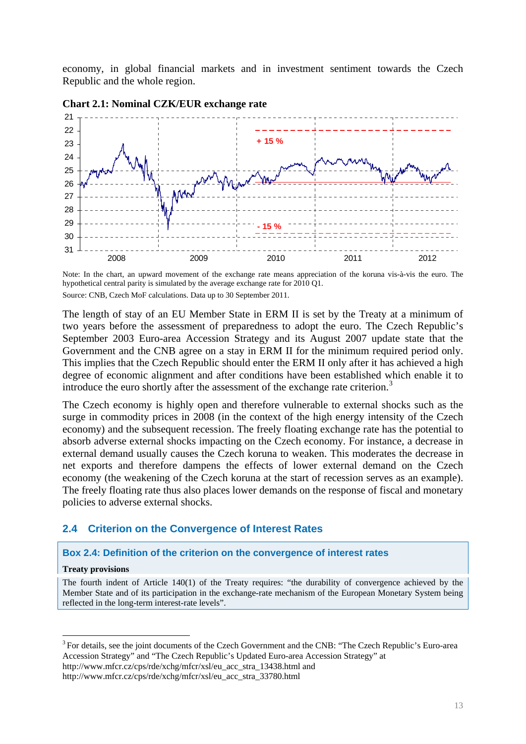economy, in global financial markets and in investment sentiment towards the Czech Republic and the whole region.

**Chart 2.1: Nominal CZK/EUR exchange rate**

Note: In the chart, an upward movement of the exchange rate means appreciation of the koruna vis-à-vis the euro. The hypothetical central parity is simulated by the average exchange rate for 2010 Q1.

Source: CNB, Czech MoF calculations. Data up to 30 September 2011.

The length of stay of an EU Member State in ERM II is set by the Treaty at a minimum of two years before the assessment of preparedness to adopt the euro. The Czech Republic's September 2003 Euro-area Accession Strategy and its August 2007 update state that the Government and the CNB agree on a stay in ERM II for the minimum required period only. This implies that the Czech Republic should enter the ERM II only after it has achieved a high degree of economic alignment and after conditions have been established which enable it to introduce the euro shortly after the assessment of the exchange rate criterion.[3]

The Czech economy is highly open and therefore vulnerable to external shocks such as the surge in commodity prices in 2008 (in the context of the high energy intensity of the Czech economy) and the subsequent recession. The freely floating exchange rate has the potential to absorb adverse external shocks impacting on the Czech economy. For instance, a decrease in external demand usually causes the Czech koruna to weaken. This moderates the decrease in net exports and therefore dampens the effects of lower external demand on the Czech economy (the weakening of the Czech koruna at the start of recession serves as an example). The freely floating rate thus also places lower demands on the response of fiscal and monetary policies to adverse external shocks.

## 2.4 Criterion on the Convergence of Interest Rates

### Box 2.4: Definition of the criterion on the convergence of interest rates

**Treaty provisions**

The fourth indent of Article 140(1) of the Treaty requires: "the durability of convergence achieved by the Member State and of its participation in the exchange-rate mechanism of the European Monetary System being reflected in the long-term interest-rate levels".

[3] For details, see the joint documents of the Czech Government and the CNB: "The Czech Republic's Euro-area Accession Strategy" and "The Czech Republic's Updated Euro-area Accession Strategy" at http://www.mfcr.cz/cps/rde/xchg/mfcr/xsl/eu_acc_stra_13438.html and http://www.mfcr.cz/cps/rde/xchg/mfcr/xsl/eu_acc_stra_33780.html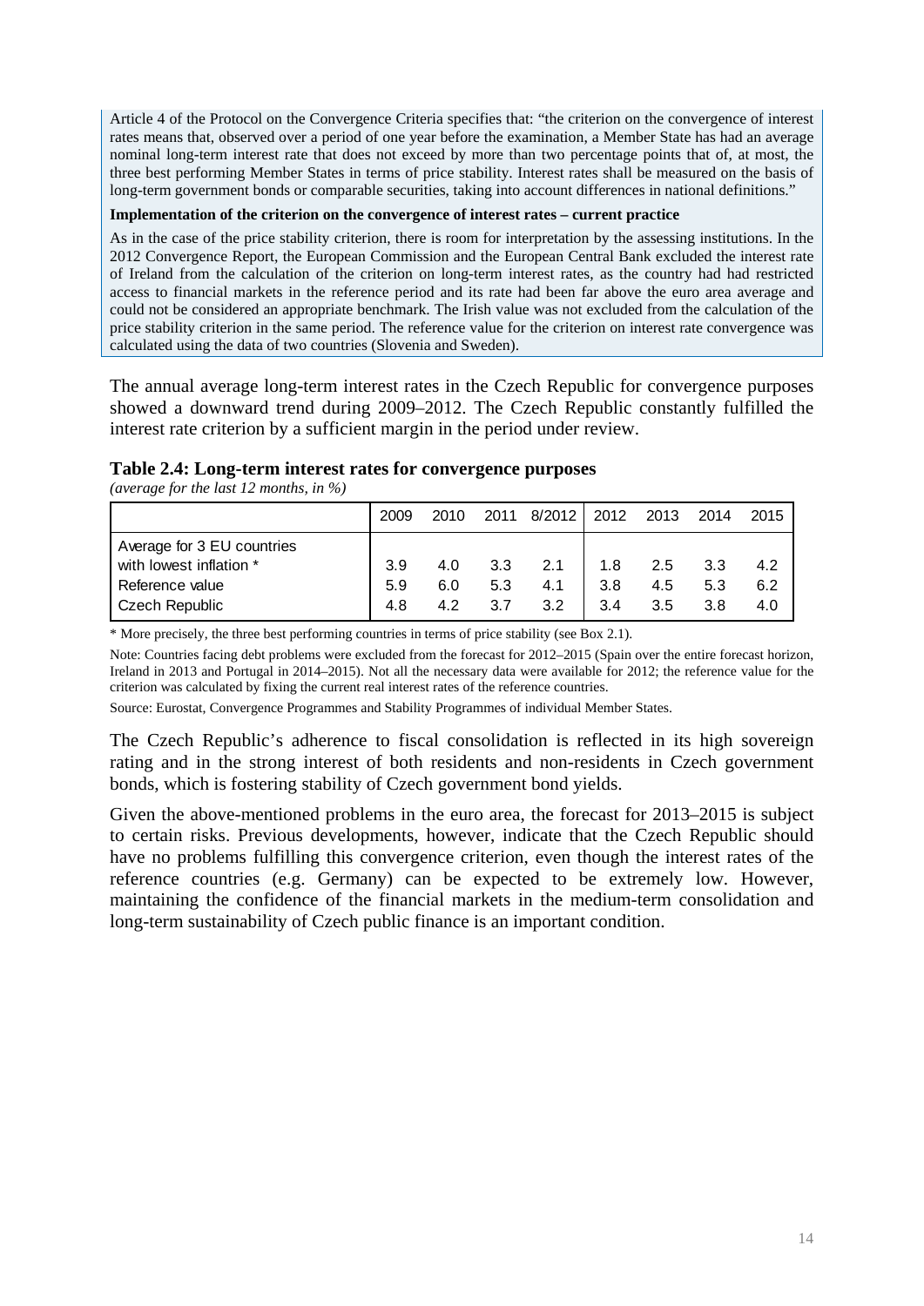Article 4 of the Protocol on the Convergence Criteria specifies that: "the criterion on the convergence of interest rates means that, observed over a period of one year before the examination, a Member State has had an average nominal long-term interest rate that does not exceed by more than two percentage points that of, at most, the three best performing Member States in terms of price stability. Interest rates shall be measured on the basis of long-term government bonds or comparable securities, taking into account differences in national definitions."

**Implementation of the criterion on the convergence of interest rates – current practice**

As in the case of the price stability criterion, there is room for interpretation by the assessing institutions. In the 2012 Convergence Report, the European Commission and the European Central Bank excluded the interest rate of Ireland from the calculation of the criterion on long-term interest rates, as the country had had restricted access to financial markets in the reference period and its rate had been far above the euro area average and could not be considered an appropriate benchmark. The Irish value was not excluded from the calculation of the price stability criterion in the same period. The reference value for the criterion on interest rate convergence was calculated using the data of two countries (Slovenia and Sweden).

The annual average long-term interest rates in the Czech Republic for convergence purposes showed a downward trend during 2009–2012. The Czech Republic constantly fulfilled the interest rate criterion by a sufficient margin in the period under review.

**Table 2.4: Long-term interest rates for convergence purposes**

*(average for the last 12 months, in %)*

| | 2009 | 2010 | 2011 | 8/2012 | 2012 | 2013 | 2014 | 2015 |
|---|---|---|---|---|---|---|---|---|
| Average for 3 EU countries with lowest inflation * | 3.9 | 4.0 | 3.3 | 2.1 | 1.8 | 2.5 | 3.3 | 4.2 |
| Reference value | 5.9 | 6.0 | 5.3 | 4.1 | 3.8 | 4.5 | 5.3 | 6.2 |
| Czech Republic | 4.8 | 4.2 | 3.7 | 3.2 | 3.4 | 3.5 | 3.8 | 4.0 |

\* More precisely, the three best performing countries in terms of price stability (see Box 2.1).

Note: Countries facing debt problems were excluded from the forecast for 2012–2015 (Spain over the entire forecast horizon, Ireland in 2013 and Portugal in 2014–2015). Not all the necessary data were available for 2012; the reference value for the criterion was calculated by fixing the current real interest rates of the reference countries.

Source: Eurostat, Convergence Programmes and Stability Programmes of individual Member States.

The Czech Republic's adherence to fiscal consolidation is reflected in its high sovereign rating and in the strong interest of both residents and non-residents in Czech government bonds, which is fostering stability of Czech government bond yields.

Given the above-mentioned problems in the euro area, the forecast for 2013–2015 is subject to certain risks. Previous developments, however, indicate that the Czech Republic should have no problems fulfilling this convergence criterion, even though the interest rates of the reference countries (e.g. Germany) can be expected to be extremely low. However, maintaining the confidence of the financial markets in the medium-term consolidation and long-term sustainability of Czech public finance is an important condition.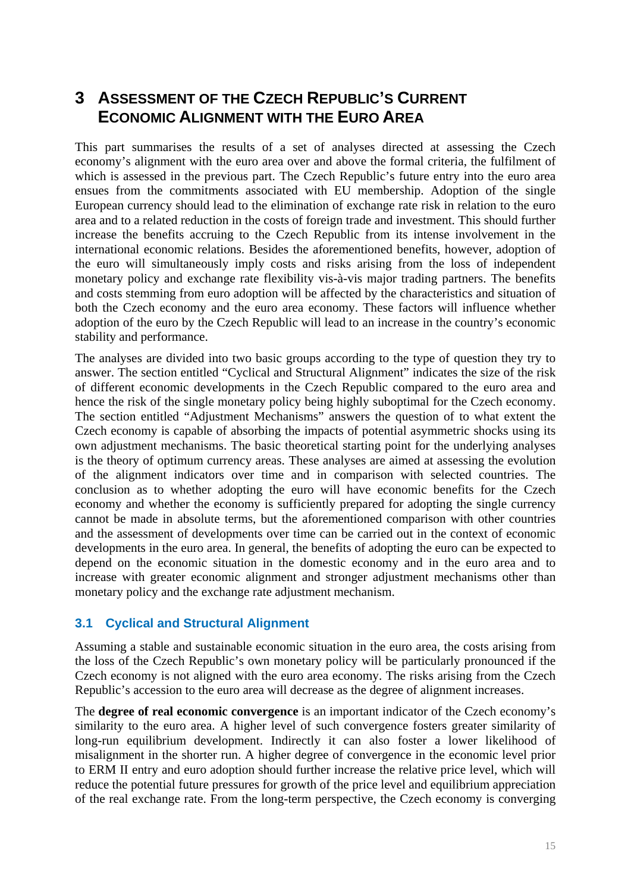# 3 Assessment of the Czech Republic's Current Economic Alignment with the Euro Area

This part summarises the results of a set of analyses directed at assessing the Czech economy's alignment with the euro area over and above the formal criteria, the fulfilment of which is assessed in the previous part. The Czech Republic's future entry into the euro area ensues from the commitments associated with EU membership. Adoption of the single European currency should lead to the elimination of exchange rate risk in relation to the euro area and to a related reduction in the costs of foreign trade and investment. This should further increase the benefits accruing to the Czech Republic from its intense involvement in the international economic relations. Besides the aforementioned benefits, however, adoption of the euro will simultaneously imply costs and risks arising from the loss of independent monetary policy and exchange rate flexibility vis-à-vis major trading partners. The benefits and costs stemming from euro adoption will be affected by the characteristics and situation of both the Czech economy and the euro area economy. These factors will influence whether adoption of the euro by the Czech Republic will lead to an increase in the country's economic stability and performance.

The analyses are divided into two basic groups according to the type of question they try to answer. The section entitled "Cyclical and Structural Alignment" indicates the size of the risk of different economic developments in the Czech Republic compared to the euro area and hence the risk of the single monetary policy being highly suboptimal for the Czech economy. The section entitled "Adjustment Mechanisms" answers the question of to what extent the Czech economy is capable of absorbing the impacts of potential asymmetric shocks using its own adjustment mechanisms. The basic theoretical starting point for the underlying analyses is the theory of optimum currency areas. These analyses are aimed at assessing the evolution of the alignment indicators over time and in comparison with selected countries. The conclusion as to whether adopting the euro will have economic benefits for the Czech economy and whether the economy is sufficiently prepared for adopting the single currency cannot be made in absolute terms, but the aforementioned comparison with other countries and the assessment of developments over time can be carried out in the context of economic developments in the euro area. In general, the benefits of adopting the euro can be expected to depend on the economic situation in the domestic economy and in the euro area and to increase with greater economic alignment and stronger adjustment mechanisms other than monetary policy and the exchange rate adjustment mechanism.

## 3.1 Cyclical and Structural Alignment

Assuming a stable and sustainable economic situation in the euro area, the costs arising from the loss of the Czech Republic's own monetary policy will be particularly pronounced if the Czech economy is not aligned with the euro area economy. The risks arising from the Czech Republic's accession to the euro area will decrease as the degree of alignment increases.

The **degree of real economic convergence** is an important indicator of the Czech economy's similarity to the euro area. A higher level of such convergence fosters greater similarity of long-run equilibrium development. Indirectly it can also foster a lower likelihood of misalignment in the shorter run. A higher degree of convergence in the economic level prior to ERM II entry and euro adoption should further increase the relative price level, which will reduce the potential future pressures for growth of the price level and equilibrium appreciation of the real exchange rate. From the long-term perspective, the Czech economy is converging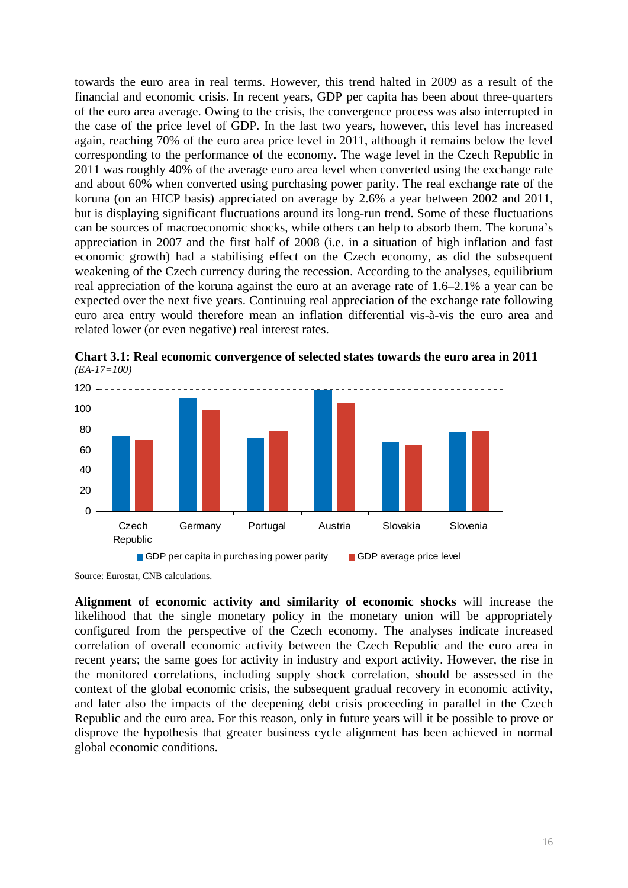towards the euro area in real terms. However, this trend halted in 2009 as a result of the financial and economic crisis. In recent years, GDP per capita has been about three-quarters of the euro area average. Owing to the crisis, the convergence process was also interrupted in the case of the price level of GDP. In the last two years, however, this level has increased again, reaching 70% of the euro area price level in 2011, although it remains below the level corresponding to the performance of the economy. The wage level in the Czech Republic in 2011 was roughly 40% of the average euro area level when converted using the exchange rate and about 60% when converted using purchasing power parity. The real exchange rate of the koruna (on an HICP basis) appreciated on average by 2.6% a year between 2002 and 2011, but is displaying significant fluctuations around its long-run trend. Some of these fluctuations can be sources of macroeconomic shocks, while others can help to absorb them. The koruna's appreciation in 2007 and the first half of 2008 (i.e. in a situation of high inflation and fast economic growth) had a stabilising effect on the Czech economy, as did the subsequent weakening of the Czech currency during the recession. According to the analyses, equilibrium real appreciation of the koruna against the euro at an average rate of 1.6–2.1% a year can be expected over the next five years. Continuing real appreciation of the exchange rate following euro area entry would therefore mean an inflation differential vis-à-vis the euro area and related lower (or even negative) real interest rates.

**Chart 3.1: Real economic convergence of selected states towards the euro area in 2011**
*(EA-17=100)*

| | GDP per capita in purchasing power parity | GDP average price level |
|---|---|---|
| Czech Republic | 74 | 70 |
| Germany | 111 | 100 |
| Portugal | 72 | 79 |
| Austria | 119 | 106 |
| Slovakia | 68 | 66 |
| Slovenia | 78 | 79 |

Source: Eurostat, CNB calculations.

**Alignment of economic activity and similarity of economic shocks** will increase the likelihood that the single monetary policy in the monetary union will be appropriately configured from the perspective of the Czech economy. The analyses indicate increased correlation of overall economic activity between the Czech Republic and the euro area in recent years; the same goes for activity in industry and export activity. However, the rise in the monitored correlations, including supply shock correlation, should be assessed in the context of the global economic crisis, the subsequent gradual recovery in economic activity, and later also the impacts of the deepening debt crisis proceeding in parallel in the Czech Republic and the euro area. For this reason, only in future years will it be possible to prove or disprove the hypothesis that greater business cycle alignment has been achieved in normal global economic conditions.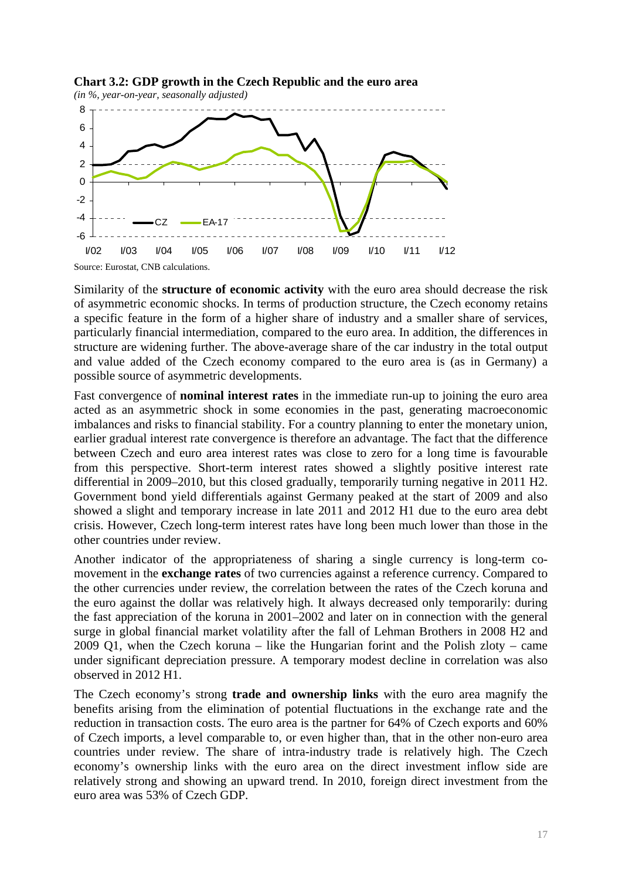**Chart 3.2: GDP growth in the Czech Republic and the euro area**

*(in %, year-on-year, seasonally adjusted)*

Source: Eurostat, CNB calculations.

Similarity of the **structure of economic activity** with the euro area should decrease the risk of asymmetric economic shocks. In terms of production structure, the Czech economy retains a specific feature in the form of a higher share of industry and a smaller share of services, particularly financial intermediation, compared to the euro area. In addition, the differences in structure are widening further. The above-average share of the car industry in the total output and value added of the Czech economy compared to the euro area is (as in Germany) a possible source of asymmetric developments.

Fast convergence of **nominal interest rates** in the immediate run-up to joining the euro area acted as an asymmetric shock in some economies in the past, generating macroeconomic imbalances and risks to financial stability. For a country planning to enter the monetary union, earlier gradual interest rate convergence is therefore an advantage. The fact that the difference between Czech and euro area interest rates was close to zero for a long time is favourable from this perspective. Short-term interest rates showed a slightly positive interest rate differential in 2009–2010, but this closed gradually, temporarily turning negative in 2011 H2. Government bond yield differentials against Germany peaked at the start of 2009 and also showed a slight and temporary increase in late 2011 and 2012 H1 due to the euro area debt crisis. However, Czech long-term interest rates have long been much lower than those in the other countries under review.

Another indicator of the appropriateness of sharing a single currency is long-term co-movement in the **exchange rates** of two currencies against a reference currency. Compared to the other currencies under review, the correlation between the rates of the Czech koruna and the euro against the dollar was relatively high. It always decreased only temporarily: during the fast appreciation of the koruna in 2001–2002 and later on in connection with the general surge in global financial market volatility after the fall of Lehman Brothers in 2008 H2 and 2009 Q1, when the Czech koruna – like the Hungarian forint and the Polish zloty – came under significant depreciation pressure. A temporary modest decline in correlation was also observed in 2012 H1.

The Czech economy's strong **trade and ownership links** with the euro area magnify the benefits arising from the elimination of potential fluctuations in the exchange rate and the reduction in transaction costs. The euro area is the partner for 64% of Czech exports and 60% of Czech imports, a level comparable to, or even higher than, that in the other non-euro area countries under review. The share of intra-industry trade is relatively high. The Czech economy's ownership links with the euro area on the direct investment inflow side are relatively strong and showing an upward trend. In 2010, foreign direct investment from the euro area was 53% of Czech GDP.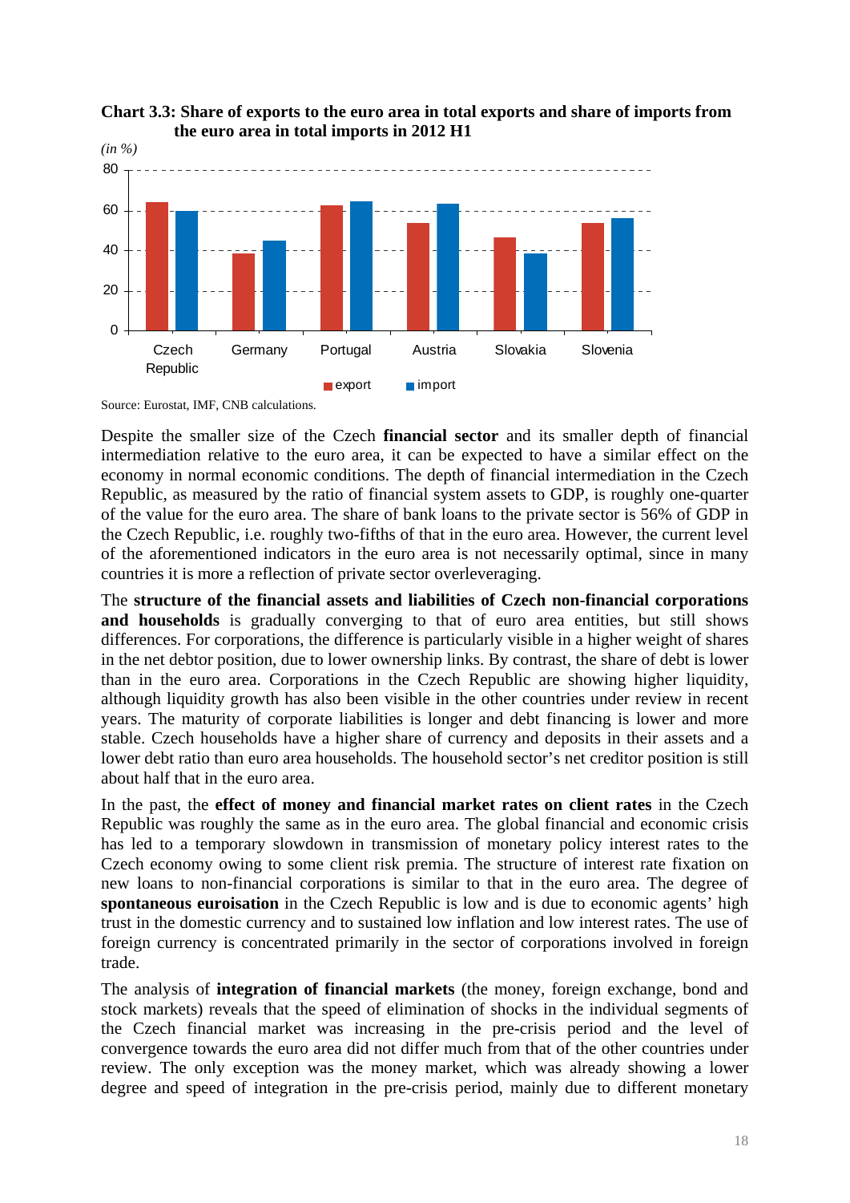**Chart 3.3: Share of exports to the euro area in total exports and share of imports from the euro area in total imports in 2012 H1**

*(in %)*

Source: Eurostat, IMF, CNB calculations.

Despite the smaller size of the Czech **financial sector** and its smaller depth of financial intermediation relative to the euro area, it can be expected to have a similar effect on the economy in normal economic conditions. The depth of financial intermediation in the Czech Republic, as measured by the ratio of financial system assets to GDP, is roughly one-quarter of the value for the euro area. The share of bank loans to the private sector is 56% of GDP in the Czech Republic, i.e. roughly two-fifths of that in the euro area. However, the current level of the aforementioned indicators in the euro area is not necessarily optimal, since in many countries it is more a reflection of private sector overleveraging.

The **structure of the financial assets and liabilities of Czech non-financial corporations and households** is gradually converging to that of euro area entities, but still shows differences. For corporations, the difference is particularly visible in a higher weight of shares in the net debtor position, due to lower ownership links. By contrast, the share of debt is lower than in the euro area. Corporations in the Czech Republic are showing higher liquidity, although liquidity growth has also been visible in the other countries under review in recent years. The maturity of corporate liabilities is longer and debt financing is lower and more stable. Czech households have a higher share of currency and deposits in their assets and a lower debt ratio than euro area households. The household sector's net creditor position is still about half that in the euro area.

In the past, the **effect of money and financial market rates on client rates** in the Czech Republic was roughly the same as in the euro area. The global financial and economic crisis has led to a temporary slowdown in transmission of monetary policy interest rates to the Czech economy owing to some client risk premia. The structure of interest rate fixation on new loans to non-financial corporations is similar to that in the euro area. The degree of **spontaneous euroisation** in the Czech Republic is low and is due to economic agents' high trust in the domestic currency and to sustained low inflation and low interest rates. The use of foreign currency is concentrated primarily in the sector of corporations involved in foreign trade.

The analysis of **integration of financial markets** (the money, foreign exchange, bond and stock markets) reveals that the speed of elimination of shocks in the individual segments of the Czech financial market was increasing in the pre-crisis period and the level of convergence towards the euro area did not differ much from that of the other countries under review. The only exception was the money market, which was already showing a lower degree and speed of integration in the pre-crisis period, mainly due to different monetary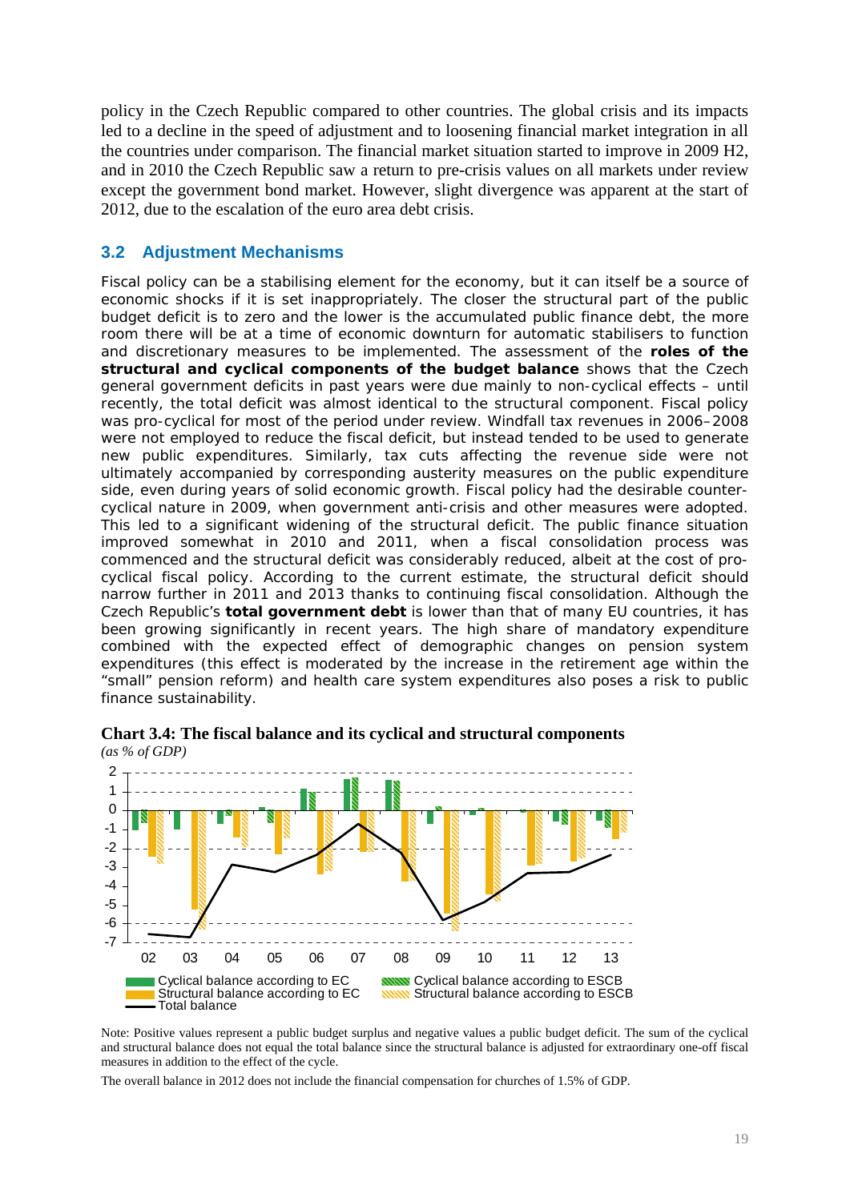policy in the Czech Republic compared to other countries. The global crisis and its impacts led to a decline in the speed of adjustment and to loosening financial market integration in all the countries under comparison. The financial market situation started to improve in 2009 H2, and in 2010 the Czech Republic saw a return to pre-crisis values on all markets under review except the government bond market. However, slight divergence was apparent at the start of 2012, due to the escalation of the euro area debt crisis.

## 3.2 Adjustment Mechanisms

Fiscal policy can be a stabilising element for the economy, but it can itself be a source of economic shocks if it is set inappropriately. The closer the structural part of the public budget deficit is to zero and the lower is the accumulated public finance debt, the more room there will be at a time of economic downturn for automatic stabilisers to function and discretionary measures to be implemented. The assessment of the **roles of the structural and cyclical components of the budget balance** shows that the Czech general government deficits in past years were due mainly to non-cyclical effects – until recently, the total deficit was almost identical to the structural component. Fiscal policy was pro-cyclical for most of the period under review. Windfall tax revenues in 2006–2008 were not employed to reduce the fiscal deficit, but instead tended to be used to generate new public expenditures. Similarly, tax cuts affecting the revenue side were not ultimately accompanied by corresponding austerity measures on the public expenditure side, even during years of solid economic growth. Fiscal policy had the desirable counter-cyclical nature in 2009, when government anti-crisis and other measures were adopted. This led to a significant widening of the structural deficit. The public finance situation improved somewhat in 2010 and 2011, when a fiscal consolidation process was commenced and the structural deficit was considerably reduced, albeit at the cost of pro-cyclical fiscal policy. According to the current estimate, the structural deficit should narrow further in 2011 and 2013 thanks to continuing fiscal consolidation. Although the Czech Republic's **total government debt** is lower than that of many EU countries, it has been growing significantly in recent years. The high share of mandatory expenditure combined with the expected effect of demographic changes on pension system expenditures (this effect is moderated by the increase in the retirement age within the "small" pension reform) and health care system expenditures also poses a risk to public finance sustainability.

**Chart 3.4: The fiscal balance and its cyclical and structural components**
*(as % of GDP)*

Note: Positive values represent a public budget surplus and negative values a public budget deficit. The sum of the cyclical and structural balance does not equal the total balance since the structural balance is adjusted for extraordinary one-off fiscal measures in addition to the effect of the cycle.

The overall balance in 2012 does not include the financial compensation for churches of 1.5% of GDP.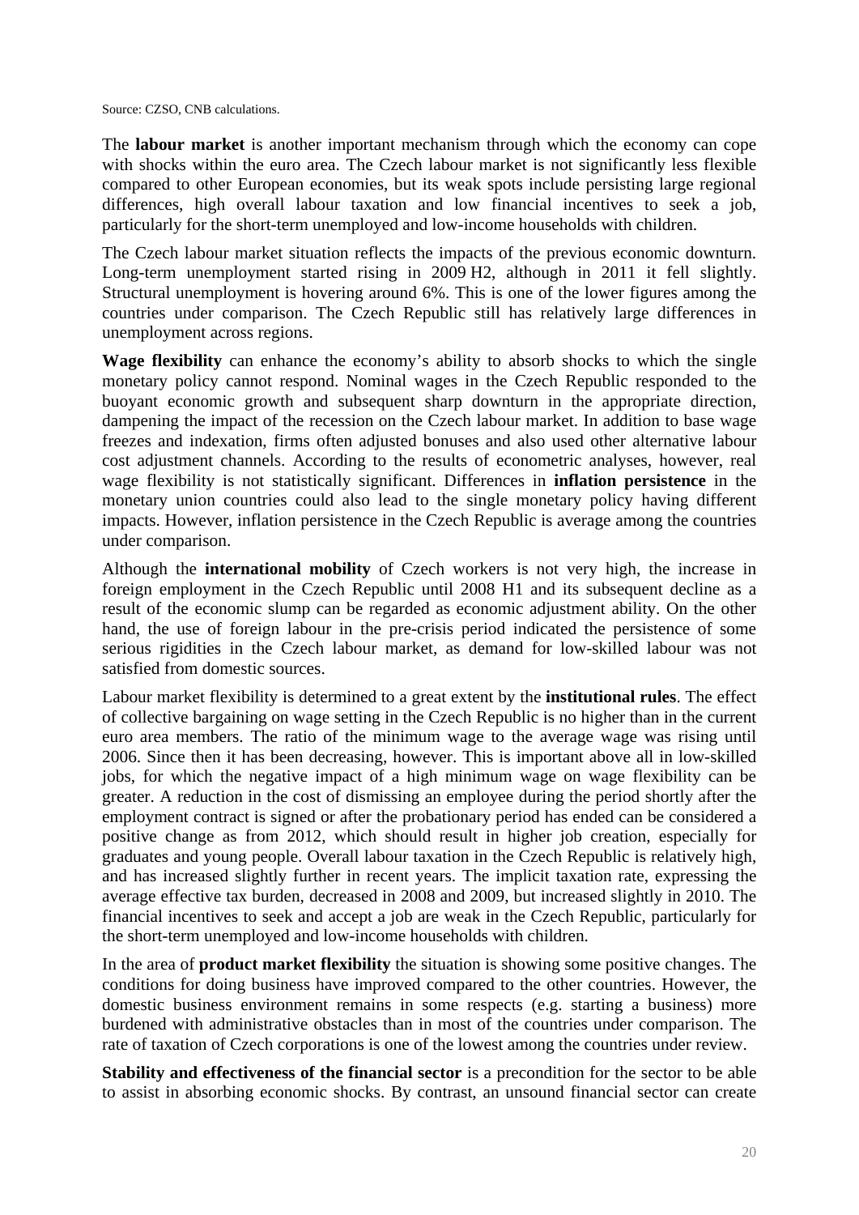Source: CZSO, CNB calculations.

The **labour market** is another important mechanism through which the economy can cope with shocks within the euro area. The Czech labour market is not significantly less flexible compared to other European economies, but its weak spots include persisting large regional differences, high overall labour taxation and low financial incentives to seek a job, particularly for the short-term unemployed and low-income households with children.

The Czech labour market situation reflects the impacts of the previous economic downturn. Long-term unemployment started rising in 2009 H2, although in 2011 it fell slightly. Structural unemployment is hovering around 6%. This is one of the lower figures among the countries under comparison. The Czech Republic still has relatively large differences in unemployment across regions.

**Wage flexibility** can enhance the economy's ability to absorb shocks to which the single monetary policy cannot respond. Nominal wages in the Czech Republic responded to the buoyant economic growth and subsequent sharp downturn in the appropriate direction, dampening the impact of the recession on the Czech labour market. In addition to base wage freezes and indexation, firms often adjusted bonuses and also used other alternative labour cost adjustment channels. According to the results of econometric analyses, however, real wage flexibility is not statistically significant. Differences in **inflation persistence** in the monetary union countries could also lead to the single monetary policy having different impacts. However, inflation persistence in the Czech Republic is average among the countries under comparison.

Although the **international mobility** of Czech workers is not very high, the increase in foreign employment in the Czech Republic until 2008 H1 and its subsequent decline as a result of the economic slump can be regarded as economic adjustment ability. On the other hand, the use of foreign labour in the pre-crisis period indicated the persistence of some serious rigidities in the Czech labour market, as demand for low-skilled labour was not satisfied from domestic sources.

Labour market flexibility is determined to a great extent by the **institutional rules**. The effect of collective bargaining on wage setting in the Czech Republic is no higher than in the current euro area members. The ratio of the minimum wage to the average wage was rising until 2006. Since then it has been decreasing, however. This is important above all in low-skilled jobs, for which the negative impact of a high minimum wage on wage flexibility can be greater. A reduction in the cost of dismissing an employee during the period shortly after the employment contract is signed or after the probationary period has ended can be considered a positive change as from 2012, which should result in higher job creation, especially for graduates and young people. Overall labour taxation in the Czech Republic is relatively high, and has increased slightly further in recent years. The implicit taxation rate, expressing the average effective tax burden, decreased in 2008 and 2009, but increased slightly in 2010. The financial incentives to seek and accept a job are weak in the Czech Republic, particularly for the short-term unemployed and low-income households with children.

In the area of **product market flexibility** the situation is showing some positive changes. The conditions for doing business have improved compared to the other countries. However, the domestic business environment remains in some respects (e.g. starting a business) more burdened with administrative obstacles than in most of the countries under comparison. The rate of taxation of Czech corporations is one of the lowest among the countries under review.

**Stability and effectiveness of the financial sector** is a precondition for the sector to be able to assist in absorbing economic shocks. By contrast, an unsound financial sector can create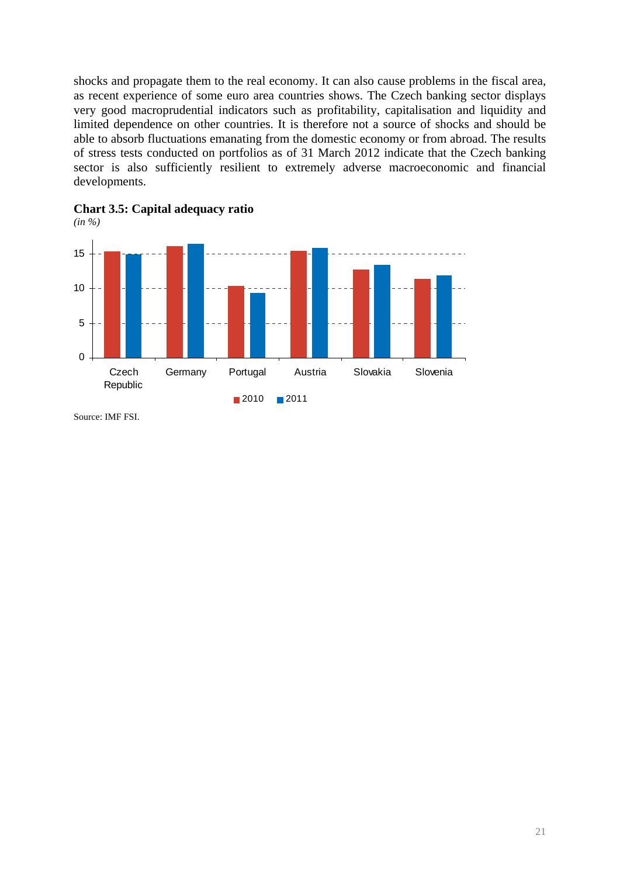shocks and propagate them to the real economy. It can also cause problems in the fiscal area, as recent experience of some euro area countries shows. The Czech banking sector displays very good macroprudential indicators such as profitability, capitalisation and liquidity and limited dependence on other countries. It is therefore not a source of shocks and should be able to absorb fluctuations emanating from the domestic economy or from abroad. The results of stress tests conducted on portfolios as of 31 March 2012 indicate that the Czech banking sector is also sufficiently resilient to extremely adverse macroeconomic and financial developments.

**Chart 3.5: Capital adequacy ratio**
*(in %)*

Source: IMF FSI.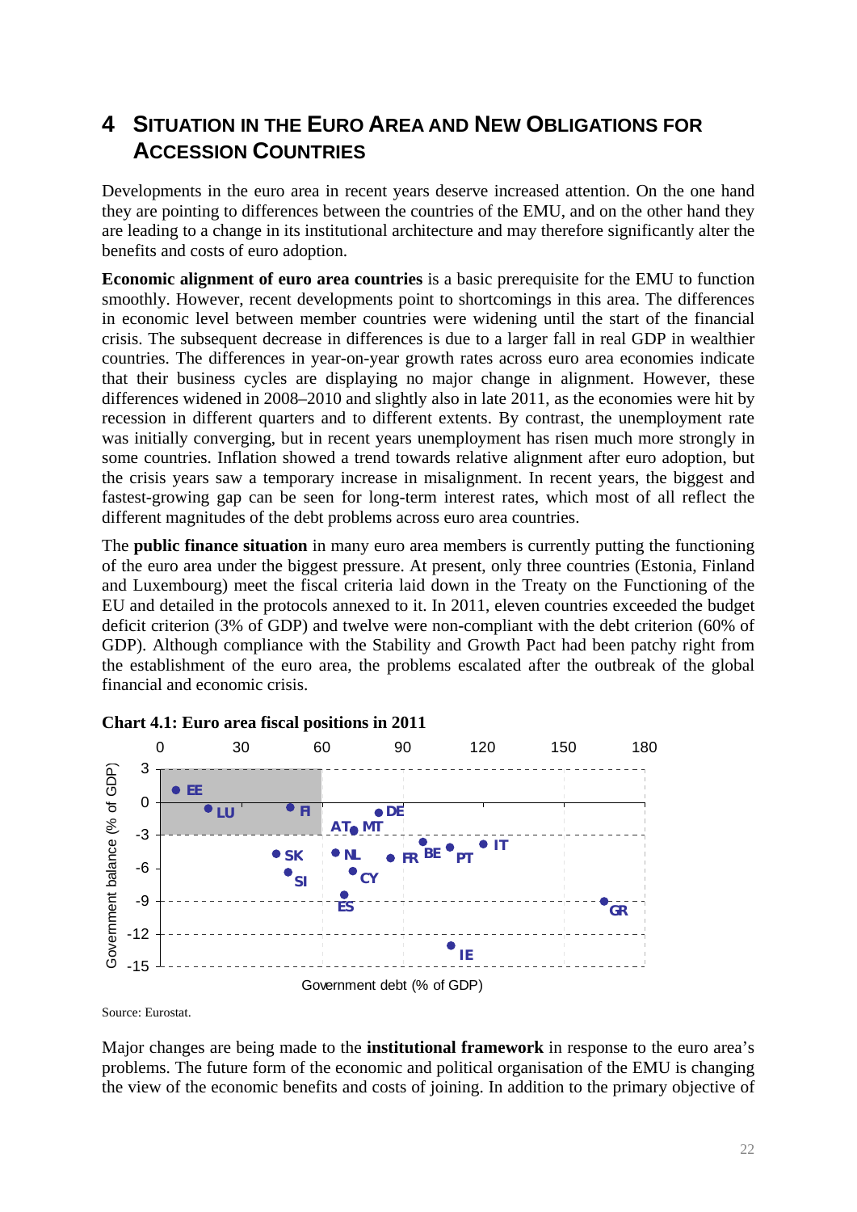# 4 SITUATION IN THE EURO AREA AND NEW OBLIGATIONS FOR ACCESSION COUNTRIES

Developments in the euro area in recent years deserve increased attention. On the one hand they are pointing to differences between the countries of the EMU, and on the other hand they are leading to a change in its institutional architecture and may therefore significantly alter the benefits and costs of euro adoption.

**Economic alignment of euro area countries** is a basic prerequisite for the EMU to function smoothly. However, recent developments point to shortcomings in this area. The differences in economic level between member countries were widening until the start of the financial crisis. The subsequent decrease in differences is due to a larger fall in real GDP in wealthier countries. The differences in year-on-year growth rates across euro area economies indicate that their business cycles are displaying no major change in alignment. However, these differences widened in 2008–2010 and slightly also in late 2011, as the economies were hit by recession in different quarters and to different extents. By contrast, the unemployment rate was initially converging, but in recent years unemployment has risen much more strongly in some countries. Inflation showed a trend towards relative alignment after euro adoption, but the crisis years saw a temporary increase in misalignment. In recent years, the biggest and fastest-growing gap can be seen for long-term interest rates, which most of all reflect the different magnitudes of the debt problems across euro area countries.

The **public finance situation** in many euro area members is currently putting the functioning of the euro area under the biggest pressure. At present, only three countries (Estonia, Finland and Luxembourg) meet the fiscal criteria laid down in the Treaty on the Functioning of the EU and detailed in the protocols annexed to it. In 2011, eleven countries exceeded the budget deficit criterion (3% of GDP) and twelve were non-compliant with the debt criterion (60% of GDP). Although compliance with the Stability and Growth Pact had been patchy right from the establishment of the euro area, the problems escalated after the outbreak of the global financial and economic crisis.

**Chart 4.1: Euro area fiscal positions in 2011**

Source: Eurostat.

Major changes are being made to the **institutional framework** in response to the euro area's problems. The future form of the economic and political organisation of the EMU is changing the view of the economic benefits and costs of joining. In addition to the primary objective of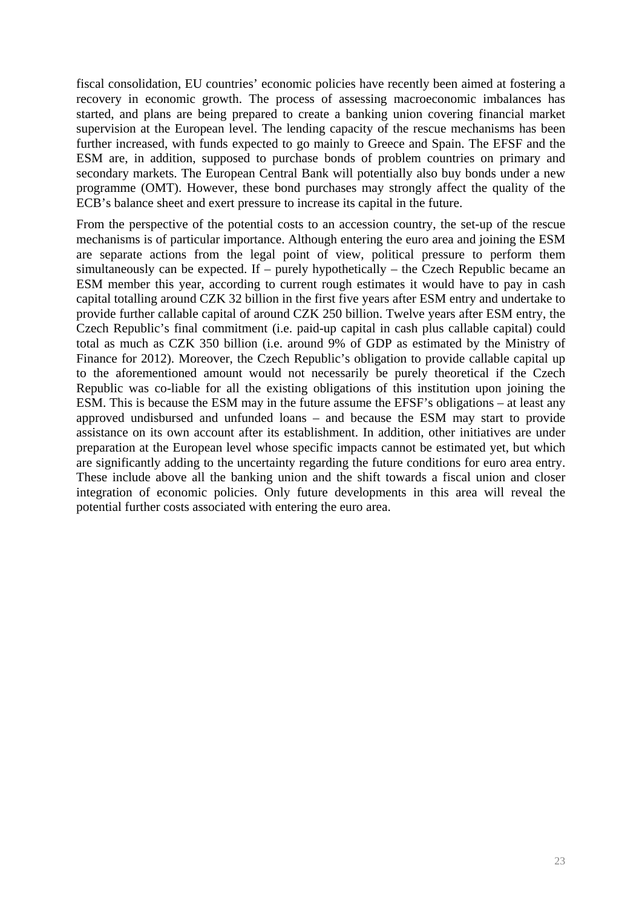fiscal consolidation, EU countries' economic policies have recently been aimed at fostering a recovery in economic growth. The process of assessing macroeconomic imbalances has started, and plans are being prepared to create a banking union covering financial market supervision at the European level. The lending capacity of the rescue mechanisms has been further increased, with funds expected to go mainly to Greece and Spain. The EFSF and the ESM are, in addition, supposed to purchase bonds of problem countries on primary and secondary markets. The European Central Bank will potentially also buy bonds under a new programme (OMT). However, these bond purchases may strongly affect the quality of the ECB's balance sheet and exert pressure to increase its capital in the future.

From the perspective of the potential costs to an accession country, the set-up of the rescue mechanisms is of particular importance. Although entering the euro area and joining the ESM are separate actions from the legal point of view, political pressure to perform them simultaneously can be expected. If – purely hypothetically – the Czech Republic became an ESM member this year, according to current rough estimates it would have to pay in cash capital totalling around CZK 32 billion in the first five years after ESM entry and undertake to provide further callable capital of around CZK 250 billion. Twelve years after ESM entry, the Czech Republic's final commitment (i.e. paid-up capital in cash plus callable capital) could total as much as CZK 350 billion (i.e. around 9% of GDP as estimated by the Ministry of Finance for 2012). Moreover, the Czech Republic's obligation to provide callable capital up to the aforementioned amount would not necessarily be purely theoretical if the Czech Republic was co-liable for all the existing obligations of this institution upon joining the ESM. This is because the ESM may in the future assume the EFSF's obligations – at least any approved undisbursed and unfunded loans – and because the ESM may start to provide assistance on its own account after its establishment. In addition, other initiatives are under preparation at the European level whose specific impacts cannot be estimated yet, but which are significantly adding to the uncertainty regarding the future conditions for euro area entry. These include above all the banking union and the shift towards a fiscal union and closer integration of economic policies. Only future developments in this area will reveal the potential further costs associated with entering the euro area.